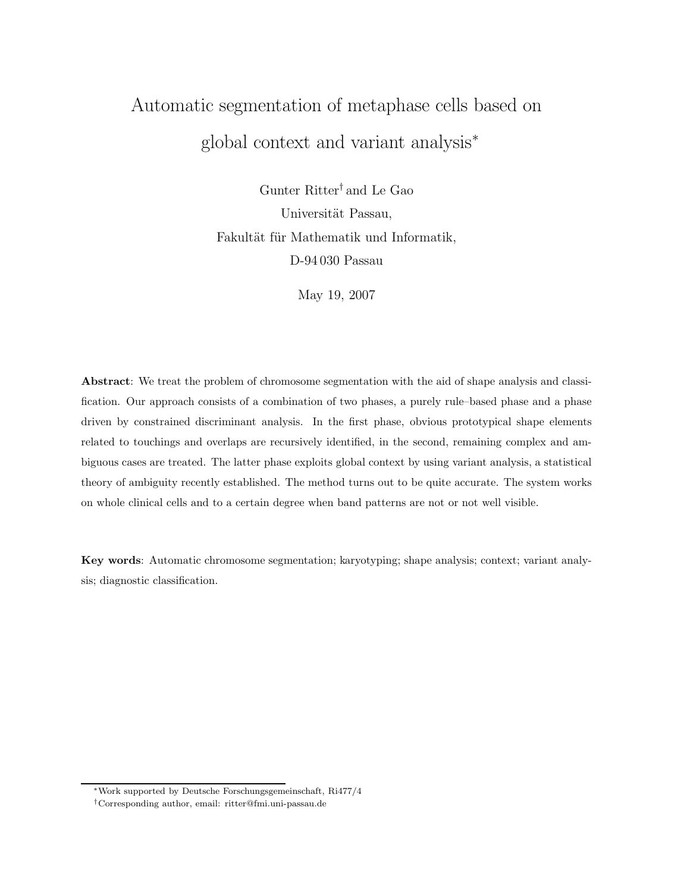# Automatic segmentation of metaphase cells based on global context and variant analysis[*]

Gunter Ritter[†] and Le Gao

Universität Passau,

Fakultät für Mathematik und Informatik,

D-94 030 Passau

May 19, 2007

**Abstract**: We treat the problem of chromosome segmentation with the aid of shape analysis and classification. Our approach consists of a combination of two phases, a purely rule–based phase and a phase driven by constrained discriminant analysis. In the first phase, obvious prototypical shape elements related to touchings and overlaps are recursively identified, in the second, remaining complex and ambiguous cases are treated. The latter phase exploits global context by using variant analysis, a statistical theory of ambiguity recently established. The method turns out to be quite accurate. The system works on whole clinical cells and to a certain degree when band patterns are not or not well visible.

**Key words**: Automatic chromosome segmentation; karyotyping; shape analysis; context; variant analysis; diagnostic classification.

---

[*] Work supported by Deutsche Forschungsgemeinschaft, Ri477/4

[†] Corresponding author, email: ritter@fmi.uni-passau.de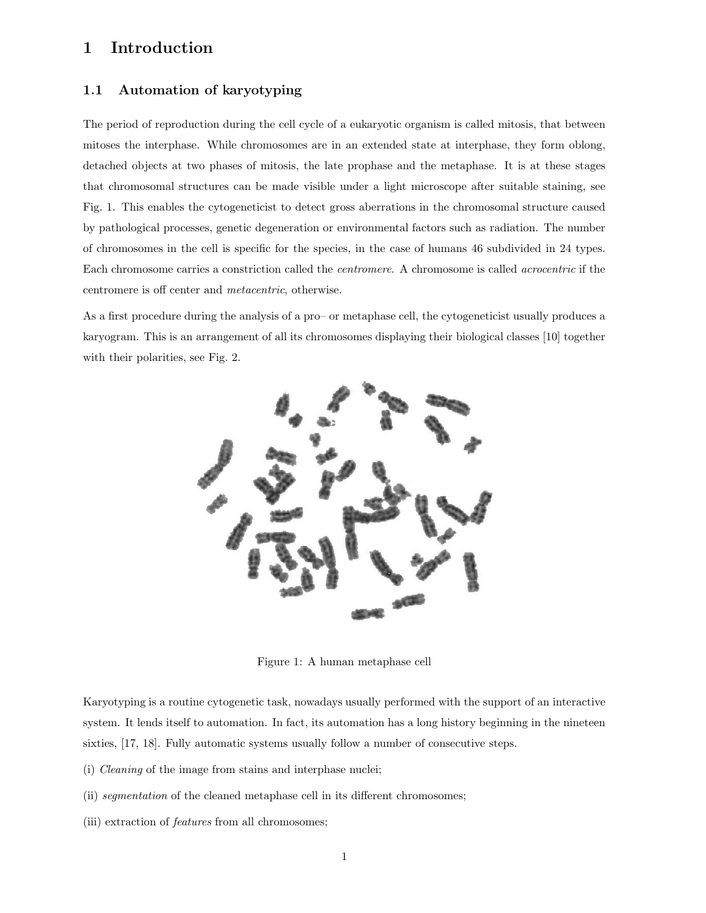# 1 Introduction

## 1.1 Automation of karyotyping

The period of reproduction during the cell cycle of a eukaryotic organism is called mitosis, that between mitoses the interphase. While chromosomes are in an extended state at interphase, they form oblong, detached objects at two phases of mitosis, the late prophase and the metaphase. It is at these stages that chromosomal structures can be made visible under a light microscope after suitable staining, see Fig. 1. This enables the cytogeneticist to detect gross aberrations in the chromosomal structure caused by pathological processes, genetic degeneration or environmental factors such as radiation. The number of chromosomes in the cell is specific for the species, in the case of humans 46 subdivided in 24 types. Each chromosome carries a constriction called the *centromere*. A chromosome is called *acrocentric* if the centromere is off center and *metacentric*, otherwise.

As a first procedure during the analysis of a pro– or metaphase cell, the cytogeneticist usually produces a karyogram. This is an arrangement of all its chromosomes displaying their biological classes [10] together with their polarities, see Fig. 2.

Figure 1: A human metaphase cell

Karyotyping is a routine cytogenetic task, nowadays usually performed with the support of an interactive system. It lends itself to automation. In fact, its automation has a long history beginning in the nineteen sixties, [17, 18]. Fully automatic systems usually follow a number of consecutive steps.

(i) *Cleaning* of the image from stains and interphase nuclei;

(ii) *segmentation* of the cleaned metaphase cell in its different chromosomes;

(iii) extraction of *features* from all chromosomes;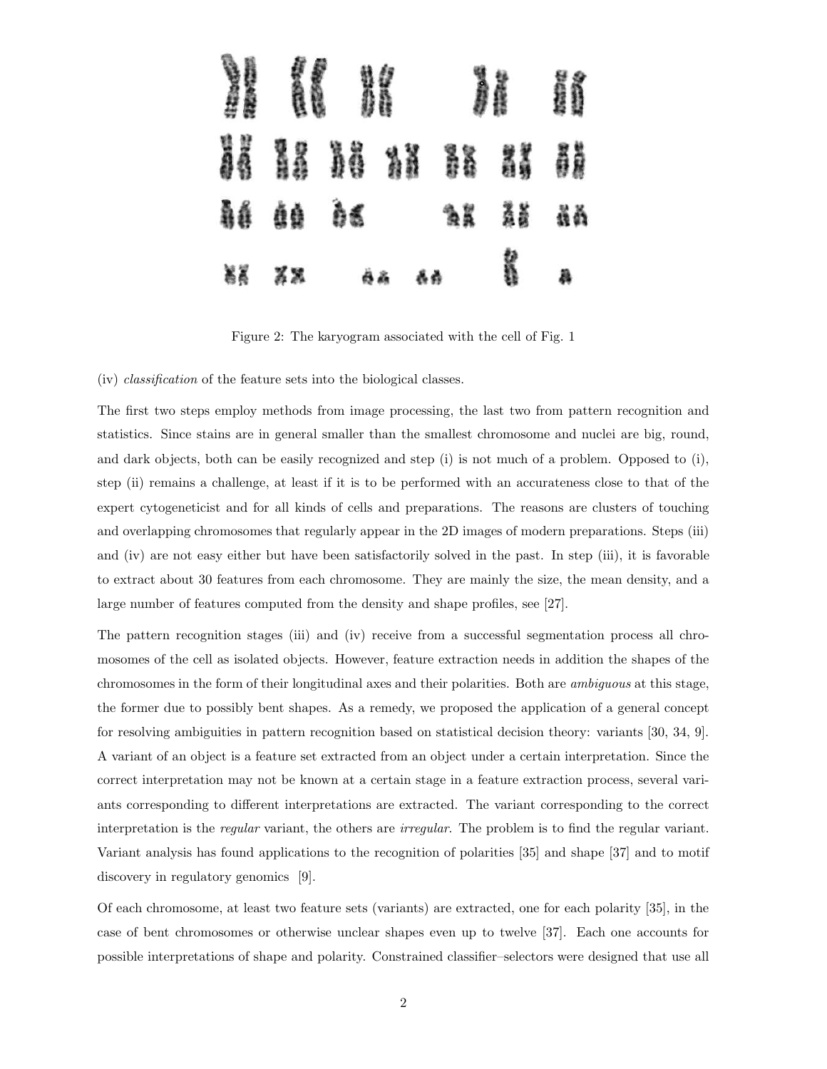Figure 2: The karyogram associated with the cell of Fig. 1

(iv) *classification* of the feature sets into the biological classes.

The first two steps employ methods from image processing, the last two from pattern recognition and statistics. Since stains are in general smaller than the smallest chromosome and nuclei are big, round, and dark objects, both can be easily recognized and step (i) is not much of a problem. Opposed to (i), step (ii) remains a challenge, at least if it is to be performed with an accurateness close to that of the expert cytogeneticist and for all kinds of cells and preparations. The reasons are clusters of touching and overlapping chromosomes that regularly appear in the 2D images of modern preparations. Steps (iii) and (iv) are not easy either but have been satisfactorily solved in the past. In step (iii), it is favorable to extract about 30 features from each chromosome. They are mainly the size, the mean density, and a large number of features computed from the density and shape profiles, see [27].

The pattern recognition stages (iii) and (iv) receive from a successful segmentation process all chromosomes of the cell as isolated objects. However, feature extraction needs in addition the shapes of the chromosomes in the form of their longitudinal axes and their polarities. Both are *ambiguous* at this stage, the former due to possibly bent shapes. As a remedy, we proposed the application of a general concept for resolving ambiguities in pattern recognition based on statistical decision theory: variants [30, 34, 9]. A variant of an object is a feature set extracted from an object under a certain interpretation. Since the correct interpretation may not be known at a certain stage in a feature extraction process, several variants corresponding to different interpretations are extracted. The variant corresponding to the correct interpretation is the *regular* variant, the others are *irregular*. The problem is to find the regular variant. Variant analysis has found applications to the recognition of polarities [35] and shape [37] and to motif discovery in regulatory genomics [9].

Of each chromosome, at least two feature sets (variants) are extracted, one for each polarity [35], in the case of bent chromosomes or otherwise unclear shapes even up to twelve [37]. Each one accounts for possible interpretations of shape and polarity. Constrained classifier–selectors were designed that use all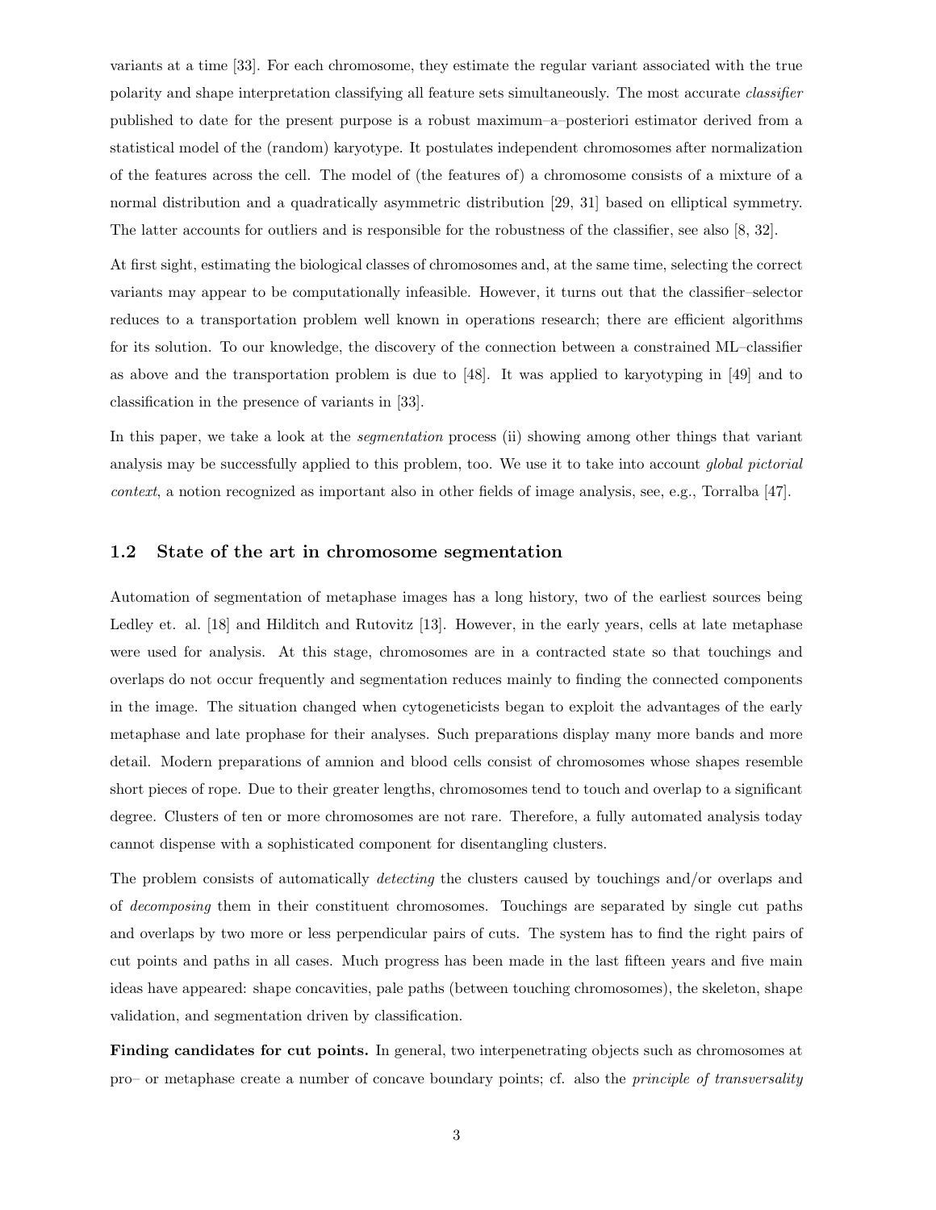variants at a time [33]. For each chromosome, they estimate the regular variant associated with the true polarity and shape interpretation classifying all feature sets simultaneously. The most accurate *classifier* published to date for the present purpose is a robust maximum–a–posteriori estimator derived from a statistical model of the (random) karyotype. It postulates independent chromosomes after normalization of the features across the cell. The model of (the features of) a chromosome consists of a mixture of a normal distribution and a quadratically asymmetric distribution [29, 31] based on elliptical symmetry. The latter accounts for outliers and is responsible for the robustness of the classifier, see also [8, 32].

At first sight, estimating the biological classes of chromosomes and, at the same time, selecting the correct variants may appear to be computationally infeasible. However, it turns out that the classifier–selector reduces to a transportation problem well known in operations research; there are efficient algorithms for its solution. To our knowledge, the discovery of the connection between a constrained ML–classifier as above and the transportation problem is due to [48]. It was applied to karyotyping in [49] and to classification in the presence of variants in [33].

In this paper, we take a look at the *segmentation* process (ii) showing among other things that variant analysis may be successfully applied to this problem, too. We use it to take into account *global pictorial context*, a notion recognized as important also in other fields of image analysis, see, e.g., Torralba [47].

### 1.2 State of the art in chromosome segmentation

Automation of segmentation of metaphase images has a long history, two of the earliest sources being Ledley et. al. [18] and Hilditch and Rutovitz [13]. However, in the early years, cells at late metaphase were used for analysis. At this stage, chromosomes are in a contracted state so that touchings and overlaps do not occur frequently and segmentation reduces mainly to finding the connected components in the image. The situation changed when cytogeneticists began to exploit the advantages of the early metaphase and late prophase for their analyses. Such preparations display many more bands and more detail. Modern preparations of amnion and blood cells consist of chromosomes whose shapes resemble short pieces of rope. Due to their greater lengths, chromosomes tend to touch and overlap to a significant degree. Clusters of ten or more chromosomes are not rare. Therefore, a fully automated analysis today cannot dispense with a sophisticated component for disentangling clusters.

The problem consists of automatically *detecting* the clusters caused by touchings and/or overlaps and of *decomposing* them in their constituent chromosomes. Touchings are separated by single cut paths and overlaps by two more or less perpendicular pairs of cuts. The system has to find the right pairs of cut points and paths in all cases. Much progress has been made in the last fifteen years and five main ideas have appeared: shape concavities, pale paths (between touching chromosomes), the skeleton, shape validation, and segmentation driven by classification.

**Finding candidates for cut points.** In general, two interpenetrating objects such as chromosomes at pro– or metaphase create a number of concave boundary points; cf. also the *principle of transversality*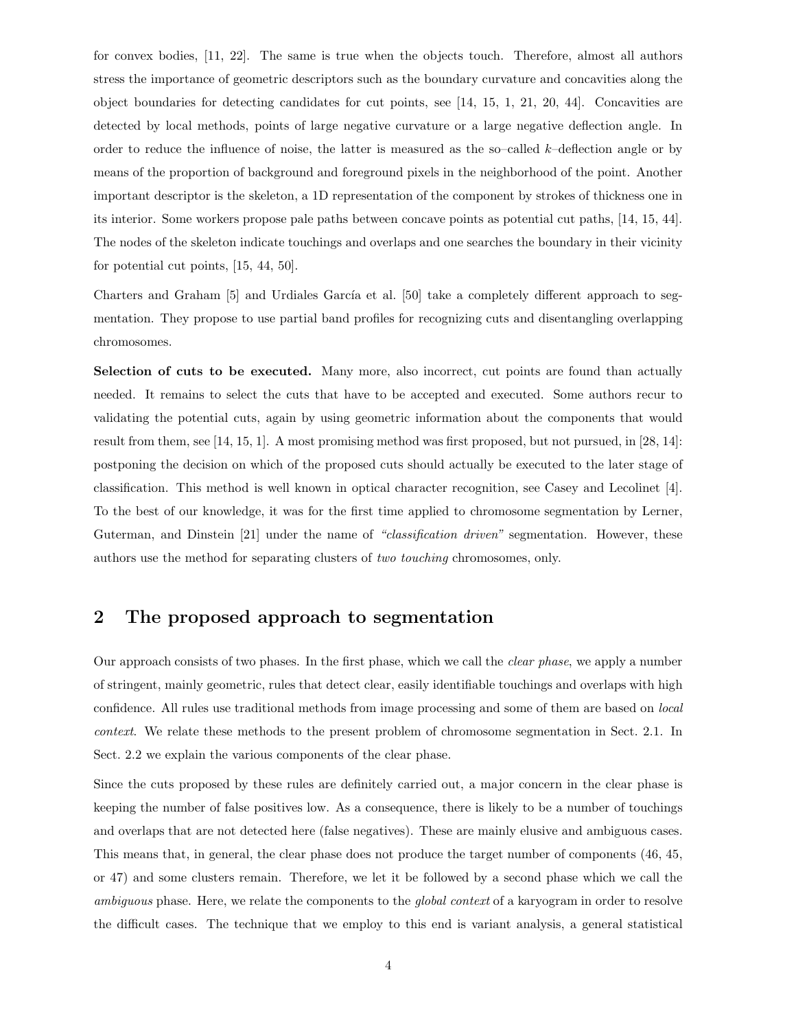for convex bodies, [11, 22]. The same is true when the objects touch. Therefore, almost all authors stress the importance of geometric descriptors such as the boundary curvature and concavities along the object boundaries for detecting candidates for cut points, see [14, 15, 1, 21, 20, 44]. Concavities are detected by local methods, points of large negative curvature or a large negative deflection angle. In order to reduce the influence of noise, the latter is measured as the so–called $k$–deflection angle or by means of the proportion of background and foreground pixels in the neighborhood of the point. Another important descriptor is the skeleton, a 1D representation of the component by strokes of thickness one in its interior. Some workers propose pale paths between concave points as potential cut paths, [14, 15, 44]. The nodes of the skeleton indicate touchings and overlaps and one searches the boundary in their vicinity for potential cut points, [15, 44, 50].

Charters and Graham [5] and Urdiales García et al. [50] take a completely different approach to segmentation. They propose to use partial band profiles for recognizing cuts and disentangling overlapping chromosomes.

**Selection of cuts to be executed.** Many more, also incorrect, cut points are found than actually needed. It remains to select the cuts that have to be accepted and executed. Some authors recur to validating the potential cuts, again by using geometric information about the components that would result from them, see [14, 15, 1]. A most promising method was first proposed, but not pursued, in [28, 14]: postponing the decision on which of the proposed cuts should actually be executed to the later stage of classification. This method is well known in optical character recognition, see Casey and Lecolinet [4]. To the best of our knowledge, it was for the first time applied to chromosome segmentation by Lerner, Guterman, and Dinstein [21] under the name of *"classification driven"* segmentation. However, these authors use the method for separating clusters of *two touching* chromosomes, only.

## 2 The proposed approach to segmentation

Our approach consists of two phases. In the first phase, which we call the *clear phase*, we apply a number of stringent, mainly geometric, rules that detect clear, easily identifiable touchings and overlaps with high confidence. All rules use traditional methods from image processing and some of them are based on *local context*. We relate these methods to the present problem of chromosome segmentation in Sect. 2.1. In Sect. 2.2 we explain the various components of the clear phase.

Since the cuts proposed by these rules are definitely carried out, a major concern in the clear phase is keeping the number of false positives low. As a consequence, there is likely to be a number of touchings and overlaps that are not detected here (false negatives). These are mainly elusive and ambiguous cases. This means that, in general, the clear phase does not produce the target number of components (46, 45, or 47) and some clusters remain. Therefore, we let it be followed by a second phase which we call the *ambiguous* phase. Here, we relate the components to the *global context* of a karyogram in order to resolve the difficult cases. The technique that we employ to this end is variant analysis, a general statistical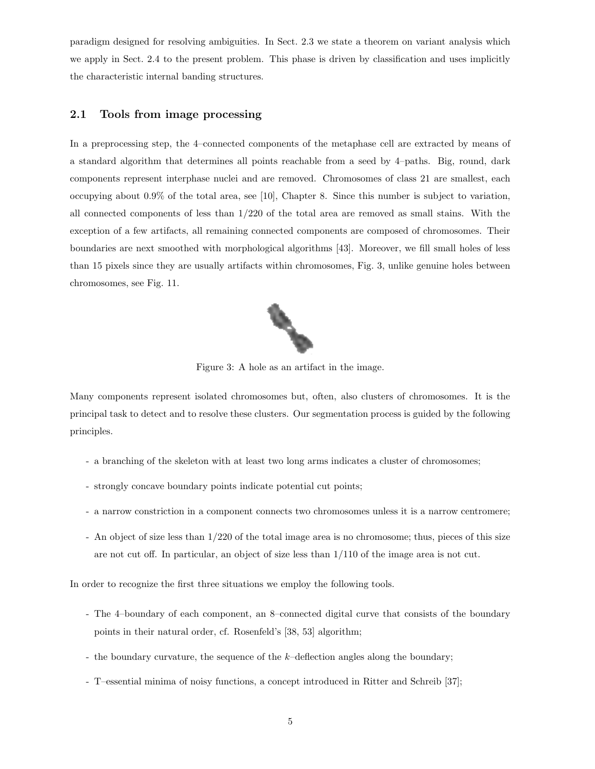paradigm designed for resolving ambiguities. In Sect. 2.3 we state a theorem on variant analysis which we apply in Sect. 2.4 to the present problem. This phase is driven by classification and uses implicitly the characteristic internal banding structures.

## 2.1 Tools from image processing

In a preprocessing step, the 4–connected components of the metaphase cell are extracted by means of a standard algorithm that determines all points reachable from a seed by 4–paths. Big, round, dark components represent interphase nuclei and are removed. Chromosomes of class 21 are smallest, each occupying about 0.9% of the total area, see [10], Chapter 8. Since this number is subject to variation, all connected components of less than 1/220 of the total area are removed as small stains. With the exception of a few artifacts, all remaining connected components are composed of chromosomes. Their boundaries are next smoothed with morphological algorithms [43]. Moreover, we fill small holes of less than 15 pixels since they are usually artifacts within chromosomes, Fig. 3, unlike genuine holes between chromosomes, see Fig. 11.

Figure 3: A hole as an artifact in the image.

Many components represent isolated chromosomes but, often, also clusters of chromosomes. It is the principal task to detect and to resolve these clusters. Our segmentation process is guided by the following principles.

- a branching of the skeleton with at least two long arms indicates a cluster of chromosomes;
- strongly concave boundary points indicate potential cut points;
- a narrow constriction in a component connects two chromosomes unless it is a narrow centromere;
- An object of size less than 1/220 of the total image area is no chromosome; thus, pieces of this size are not cut off. In particular, an object of size less than 1/110 of the image area is not cut.

In order to recognize the first three situations we employ the following tools.

- The 4–boundary of each component, an 8–connected digital curve that consists of the boundary points in their natural order, cf. Rosenfeld's [38, 53] algorithm;
- the boundary curvature, the sequence of the $k$–deflection angles along the boundary;
- T–essential minima of noisy functions, a concept introduced in Ritter and Schreib [37];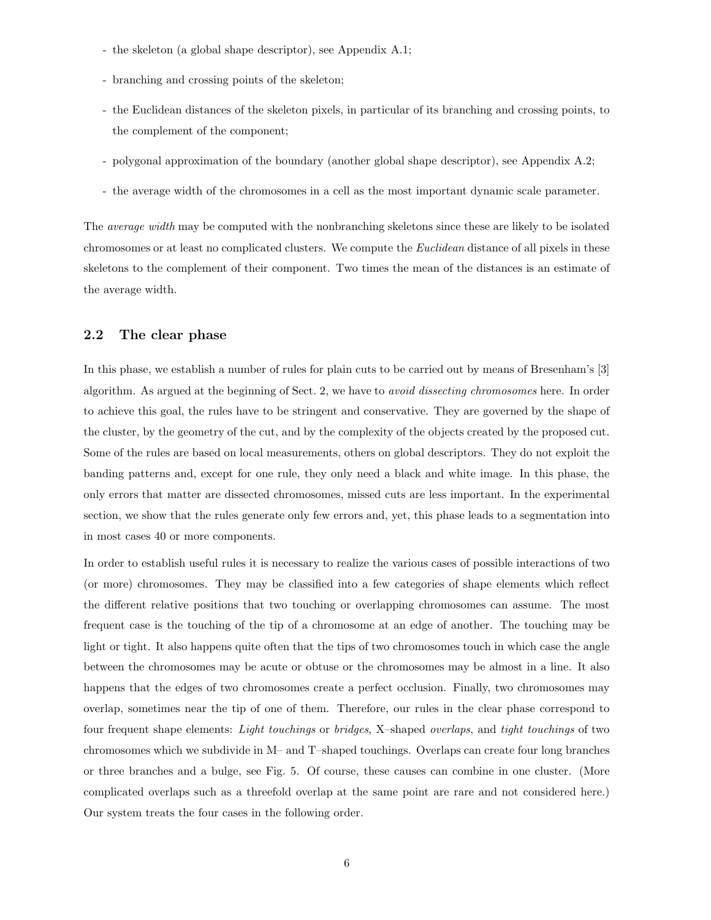- the skeleton (a global shape descriptor), see Appendix A.1;
- branching and crossing points of the skeleton;
- the Euclidean distances of the skeleton pixels, in particular of its branching and crossing points, to the complement of the component;
- polygonal approximation of the boundary (another global shape descriptor), see Appendix A.2;
- the average width of the chromosomes in a cell as the most important dynamic scale parameter.

The *average width* may be computed with the nonbranching skeletons since these are likely to be isolated chromosomes or at least no complicated clusters. We compute the *Euclidean* distance of all pixels in these skeletons to the complement of their component. Two times the mean of the distances is an estimate of the average width.

## 2.2 The clear phase

In this phase, we establish a number of rules for plain cuts to be carried out by means of Bresenham's [3] algorithm. As argued at the beginning of Sect. 2, we have to *avoid dissecting chromosomes* here. In order to achieve this goal, the rules have to be stringent and conservative. They are governed by the shape of the cluster, by the geometry of the cut, and by the complexity of the objects created by the proposed cut. Some of the rules are based on local measurements, others on global descriptors. They do not exploit the banding patterns and, except for one rule, they only need a black and white image. In this phase, the only errors that matter are dissected chromosomes, missed cuts are less important. In the experimental section, we show that the rules generate only few errors and, yet, this phase leads to a segmentation into in most cases 40 or more components.

In order to establish useful rules it is necessary to realize the various cases of possible interactions of two (or more) chromosomes. They may be classified into a few categories of shape elements which reflect the different relative positions that two touching or overlapping chromosomes can assume. The most frequent case is the touching of the tip of a chromosome at an edge of another. The touching may be light or tight. It also happens quite often that the tips of two chromosomes touch in which case the angle between the chromosomes may be acute or obtuse or the chromosomes may be almost in a line. It also happens that the edges of two chromosomes create a perfect occlusion. Finally, two chromosomes may overlap, sometimes near the tip of one of them. Therefore, our rules in the clear phase correspond to four frequent shape elements: *Light touchings* or *bridges*, X–shaped *overlaps*, and *tight touchings* of two chromosomes which we subdivide in M– and T–shaped touchings. Overlaps can create four long branches or three branches and a bulge, see Fig. 5. Of course, these causes can combine in one cluster. (More complicated overlaps such as a threefold overlap at the same point are rare and not considered here.) Our system treats the four cases in the following order.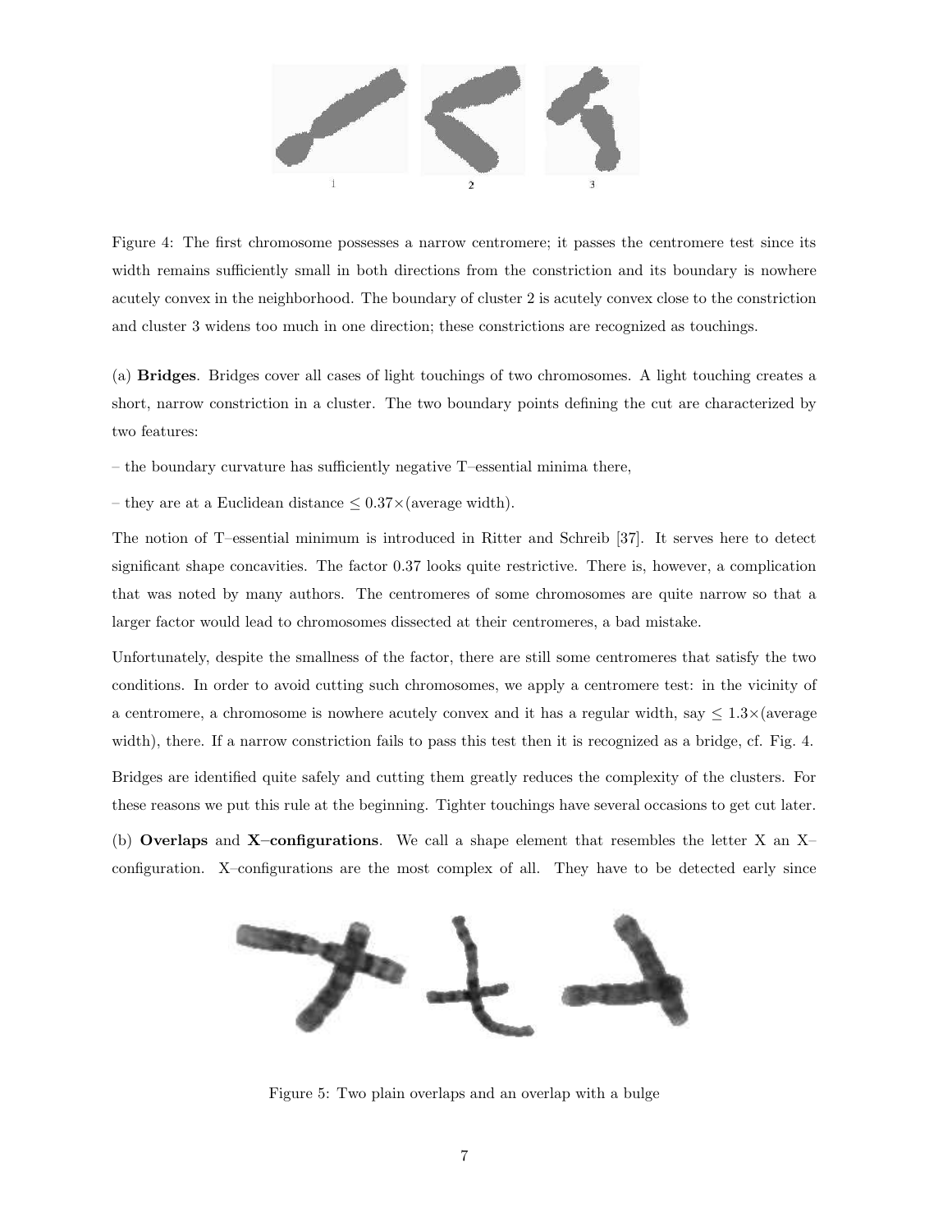Figure 4: The first chromosome possesses a narrow centromere; it passes the centromere test since its width remains sufficiently small in both directions from the constriction and its boundary is nowhere acutely convex in the neighborhood. The boundary of cluster 2 is acutely convex close to the constriction and cluster 3 widens too much in one direction; these constrictions are recognized as touchings.

(a) **Bridges**. Bridges cover all cases of light touchings of two chromosomes. A light touching creates a short, narrow constriction in a cluster. The two boundary points defining the cut are characterized by two features:

– the boundary curvature has sufficiently negative T–essential minima there,

– they are at a Euclidean distance $\leq 0.37\times$(average width).

The notion of T–essential minimum is introduced in Ritter and Schreib [37]. It serves here to detect significant shape concavities. The factor 0.37 looks quite restrictive. There is, however, a complication that was noted by many authors. The centromeres of some chromosomes are quite narrow so that a larger factor would lead to chromosomes dissected at their centromeres, a bad mistake.

Unfortunately, despite the smallness of the factor, there are still some centromeres that satisfy the two conditions. In order to avoid cutting such chromosomes, we apply a centromere test: in the vicinity of a centromere, a chromosome is nowhere acutely convex and it has a regular width, say $\leq 1.3\times$(average width), there. If a narrow constriction fails to pass this test then it is recognized as a bridge, cf. Fig. 4.

Bridges are identified quite safely and cutting them greatly reduces the complexity of the clusters. For these reasons we put this rule at the beginning. Tighter touchings have several occasions to get cut later.

(b) **Overlaps** and **X–configurations**. We call a shape element that resembles the letter X an X–configuration. X–configurations are the most complex of all. They have to be detected early since

Figure 5: Two plain overlaps and an overlap with a bulge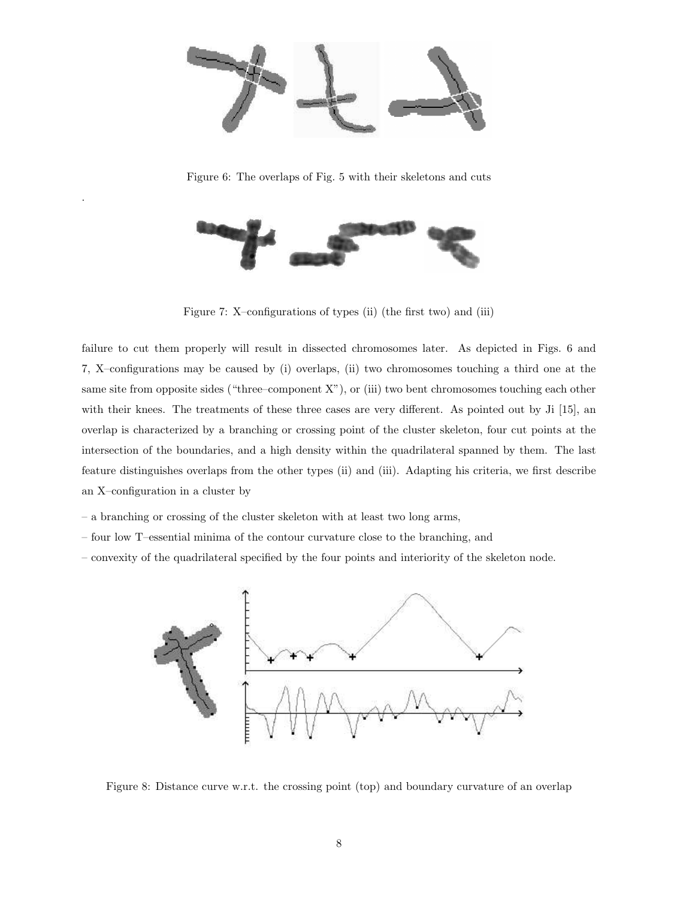Figure 6: The overlaps of Fig. 5 with their skeletons and cuts

Figure 7: X–configurations of types (ii) (the first two) and (iii)

failure to cut them properly will result in dissected chromosomes later. As depicted in Figs. 6 and 7, X–configurations may be caused by (i) overlaps, (ii) two chromosomes touching a third one at the same site from opposite sides ("three–component X"), or (iii) two bent chromosomes touching each other with their knees. The treatments of these three cases are very different. As pointed out by Ji [15], an overlap is characterized by a branching or crossing point of the cluster skeleton, four cut points at the intersection of the boundaries, and a high density within the quadrilateral spanned by them. The last feature distinguishes overlaps from the other types (ii) and (iii). Adapting his criteria, we first describe an X–configuration in a cluster by

– a branching or crossing of the cluster skeleton with at least two long arms,

– four low T–essential minima of the contour curvature close to the branching, and

– convexity of the quadrilateral specified by the four points and interiority of the skeleton node.

Figure 8: Distance curve w.r.t. the crossing point (top) and boundary curvature of an overlap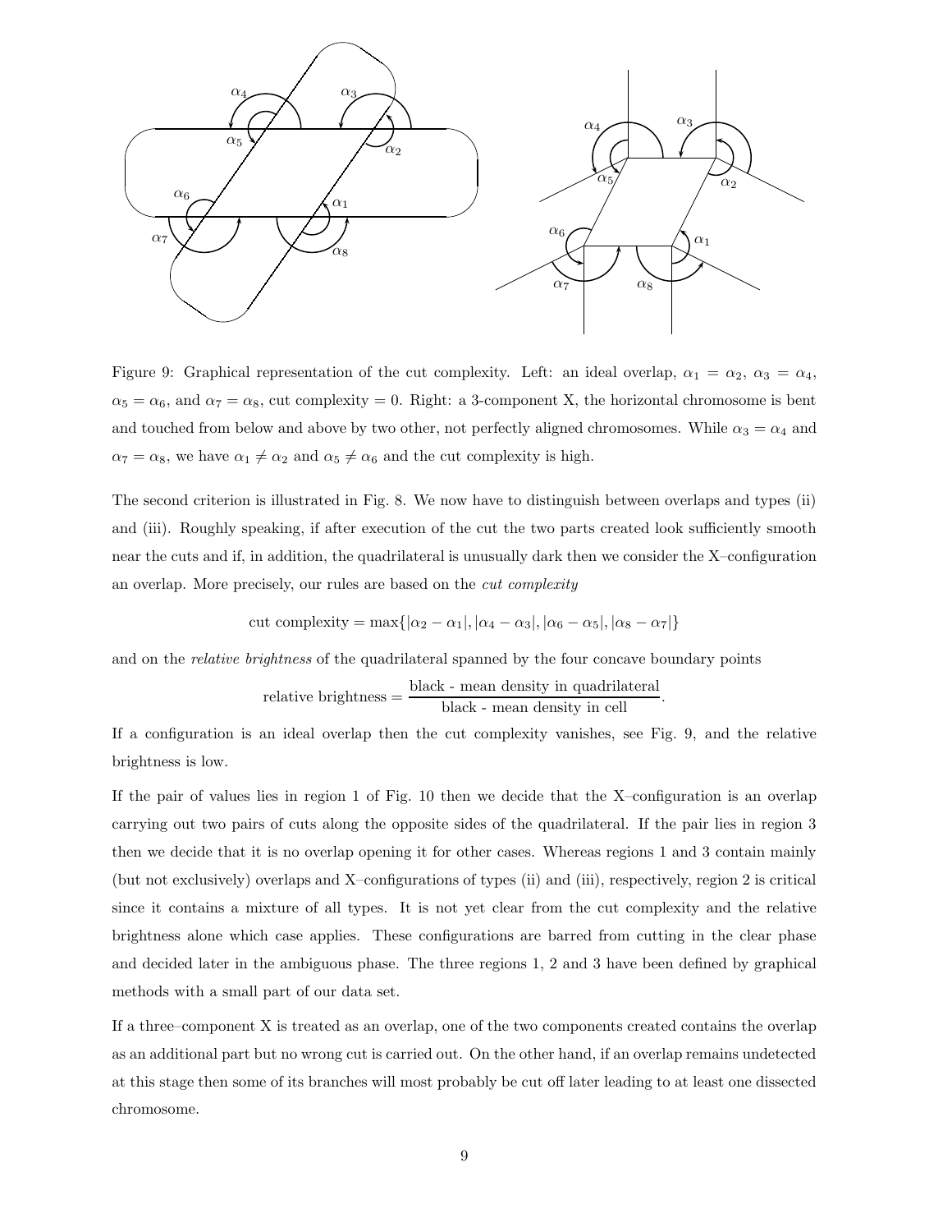Figure 9: Graphical representation of the cut complexity. Left: an ideal overlap, $\alpha_1 = \alpha_2$, $\alpha_3 = \alpha_4$, $\alpha_5 = \alpha_6$, and $\alpha_7 = \alpha_8$, cut complexity = 0. Right: a 3-component X, the horizontal chromosome is bent and touched from below and above by two other, not perfectly aligned chromosomes. While $\alpha_3 = \alpha_4$ and $\alpha_7 = \alpha_8$, we have $\alpha_1 \neq \alpha_2$ and $\alpha_5 \neq \alpha_6$ and the cut complexity is high.

The second criterion is illustrated in Fig. 8. We now have to distinguish between overlaps and types (ii) and (iii). Roughly speaking, if after execution of the cut the two parts created look sufficiently smooth near the cuts and if, in addition, the quadrilateral is unusually dark then we consider the X–configuration an overlap. More precisely, our rules are based on the *cut complexity*

$$\text{cut complexity} = \max\{|\alpha_2 - \alpha_1|, |\alpha_4 - \alpha_3|, |\alpha_6 - \alpha_5|, |\alpha_8 - \alpha_7|\}$$

and on the *relative brightness* of the quadrilateral spanned by the four concave boundary points

$$\text{relative brightness} = \frac{\text{black - mean density in quadrilateral}}{\text{black - mean density in cell}}.$$

If a configuration is an ideal overlap then the cut complexity vanishes, see Fig. 9, and the relative brightness is low.

If the pair of values lies in region 1 of Fig. 10 then we decide that the X–configuration is an overlap carrying out two pairs of cuts along the opposite sides of the quadrilateral. If the pair lies in region 3 then we decide that it is no overlap opening it for other cases. Whereas regions 1 and 3 contain mainly (but not exclusively) overlaps and X–configurations of types (ii) and (iii), respectively, region 2 is critical since it contains a mixture of all types. It is not yet clear from the cut complexity and the relative brightness alone which case applies. These configurations are barred from cutting in the clear phase and decided later in the ambiguous phase. The three regions 1, 2 and 3 have been defined by graphical methods with a small part of our data set.

If a three–component X is treated as an overlap, one of the two components created contains the overlap as an additional part but no wrong cut is carried out. On the other hand, if an overlap remains undetected at this stage then some of its branches will most probably be cut off later leading to at least one dissected chromosome.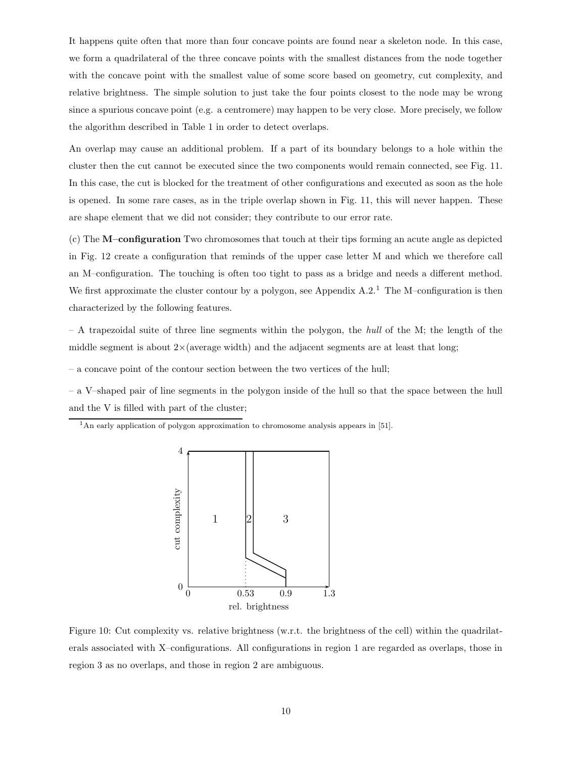It happens quite often that more than four concave points are found near a skeleton node. In this case, we form a quadrilateral of the three concave points with the smallest distances from the node together with the concave point with the smallest value of some score based on geometry, cut complexity, and relative brightness. The simple solution to just take the four points closest to the node may be wrong since a spurious concave point (e.g. a centromere) may happen to be very close. More precisely, we follow the algorithm described in Table 1 in order to detect overlaps.

An overlap may cause an additional problem. If a part of its boundary belongs to a hole within the cluster then the cut cannot be executed since the two components would remain connected, see Fig. 11. In this case, the cut is blocked for the treatment of other configurations and executed as soon as the hole is opened. In some rare cases, as in the triple overlap shown in Fig. 11, this will never happen. These are shape element that we did not consider; they contribute to our error rate.

(c) The **M–configuration** Two chromosomes that touch at their tips forming an acute angle as depicted in Fig. 12 create a configuration that reminds of the upper case letter M and which we therefore call an M–configuration. The touching is often too tight to pass as a bridge and needs a different method. We first approximate the cluster contour by a polygon, see Appendix A.2.[1] The M–configuration is then characterized by the following features.

– A trapezoidal suite of three line segments within the polygon, the *hull* of the M; the length of the middle segment is about 2×(average width) and the adjacent segments are at least that long;

– a concave point of the contour section between the two vertices of the hull;

– a V–shaped pair of line segments in the polygon inside of the hull so that the space between the hull and the V is filled with part of the cluster;

[1] An early application of polygon approximation to chromosome analysis appears in [51].

Figure 10: Cut complexity vs. relative brightness (w.r.t. the brightness of the cell) within the quadrilaterals associated with X–configurations. All configurations in region 1 are regarded as overlaps, those in region 3 as no overlaps, and those in region 2 are ambiguous.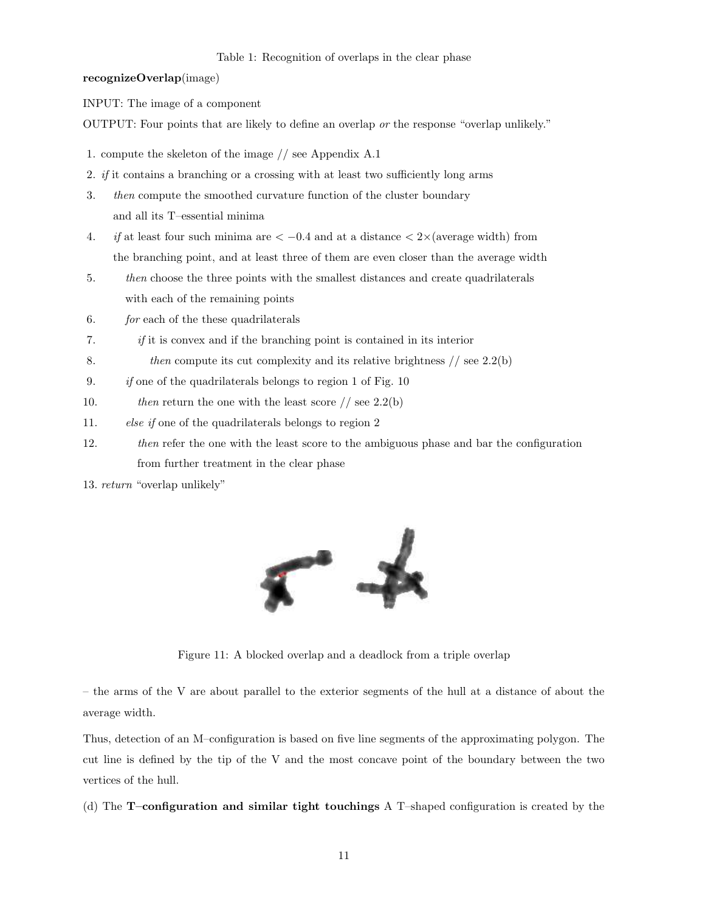Table 1: Recognition of overlaps in the clear phase

**recognizeOverlap**(image)

INPUT: The image of a component

OUTPUT: Four points that are likely to define an overlap *or* the response "overlap unlikely."

1. compute the skeleton of the image // see Appendix A.1
2. *if* it contains a branching or a crossing with at least two sufficiently long arms
3. *then* compute the smoothed curvature function of the cluster boundary and all its T–essential minima
4. *if* at least four such minima are $< -0.4$ and at a distance $< 2\times$(average width) from the branching point, and at least three of them are even closer than the average width
5. *then* choose the three points with the smallest distances and create quadrilaterals with each of the remaining points
6. *for* each of the these quadrilaterals
7. *if* it is convex and if the branching point is contained in its interior
8. *then* compute its cut complexity and its relative brightness // see 2.2(b)
9. *if* one of the quadrilaterals belongs to region 1 of Fig. 10
10. *then* return the one with the least score // see 2.2(b)
11. *else if* one of the quadrilaterals belongs to region 2
12. *then* refer the one with the least score to the ambiguous phase and bar the configuration from further treatment in the clear phase
13. *return* "overlap unlikely"

Figure 11: A blocked overlap and a deadlock from a triple overlap

– the arms of the V are about parallel to the exterior segments of the hull at a distance of about the average width.

Thus, detection of an M–configuration is based on five line segments of the approximating polygon. The cut line is defined by the tip of the V and the most concave point of the boundary between the two vertices of the hull.

(d) The **T–configuration and similar tight touchings** A T–shaped configuration is created by the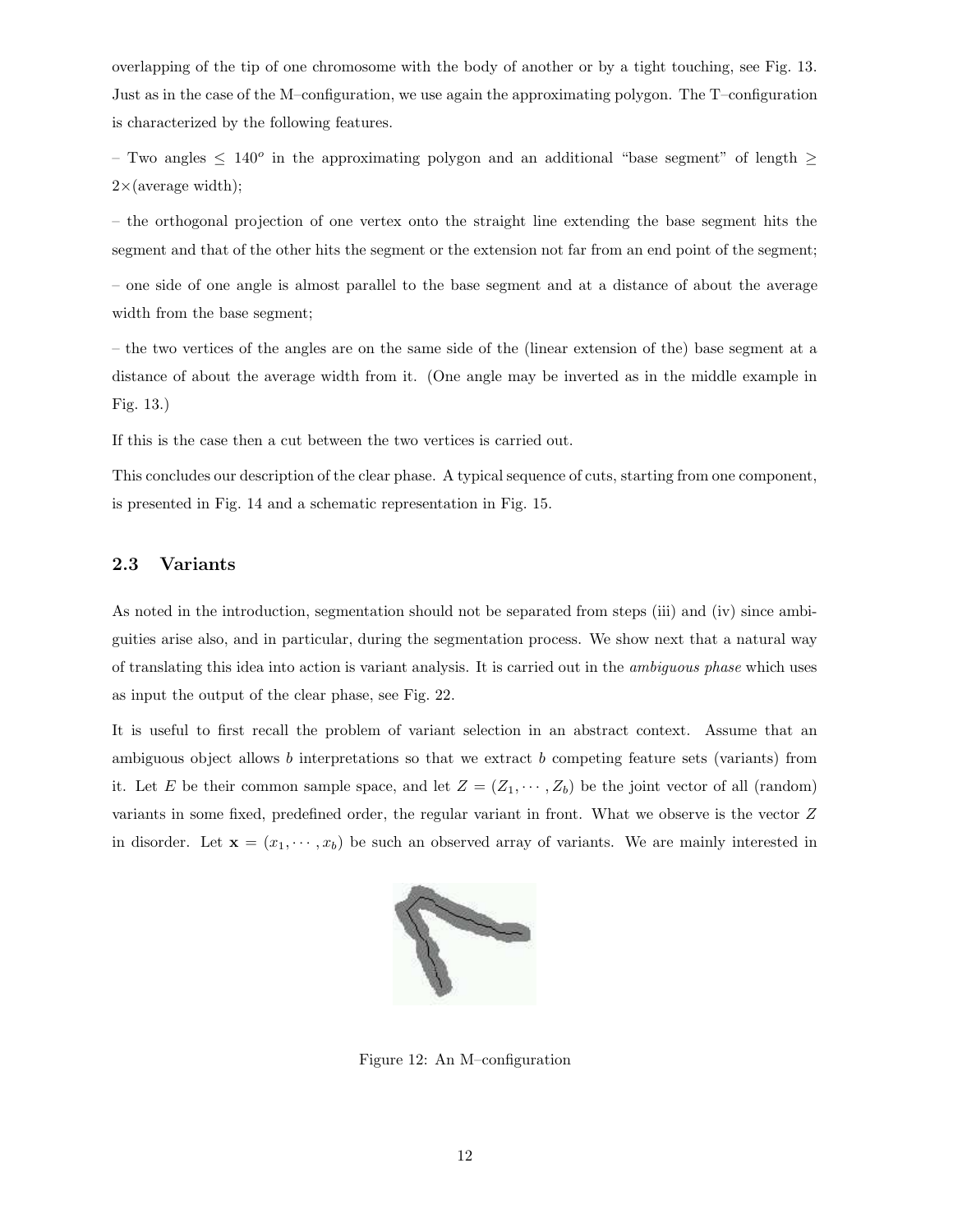overlapping of the tip of one chromosome with the body of another or by a tight touching, see Fig. 13. Just as in the case of the M–configuration, we use again the approximating polygon. The T–configuration is characterized by the following features.

– Two angles $\leq 140^o$ in the approximating polygon and an additional "base segment" of length $\geq 2\times$(average width);

– the orthogonal projection of one vertex onto the straight line extending the base segment hits the segment and that of the other hits the segment or the extension not far from an end point of the segment;

– one side of one angle is almost parallel to the base segment and at a distance of about the average width from the base segment;

– the two vertices of the angles are on the same side of the (linear extension of the) base segment at a distance of about the average width from it. (One angle may be inverted as in the middle example in Fig. 13.)

If this is the case then a cut between the two vertices is carried out.

This concludes our description of the clear phase. A typical sequence of cuts, starting from one component, is presented in Fig. 14 and a schematic representation in Fig. 15.

### 2.3 Variants

As noted in the introduction, segmentation should not be separated from steps (iii) and (iv) since ambiguities arise also, and in particular, during the segmentation process. We show next that a natural way of translating this idea into action is variant analysis. It is carried out in the *ambiguous phase* which uses as input the output of the clear phase, see Fig. 22.

It is useful to first recall the problem of variant selection in an abstract context. Assume that an ambiguous object allows $b$ interpretations so that we extract $b$ competing feature sets (variants) from it. Let $E$ be their common sample space, and let $Z = (Z_1, \cdots, Z_b)$ be the joint vector of all (random) variants in some fixed, predefined order, the regular variant in front. What we observe is the vector $Z$ in disorder. Let $\mathbf{x} = (x_1, \cdots, x_b)$ be such an observed array of variants. We are mainly interested in

Figure 12: An M–configuration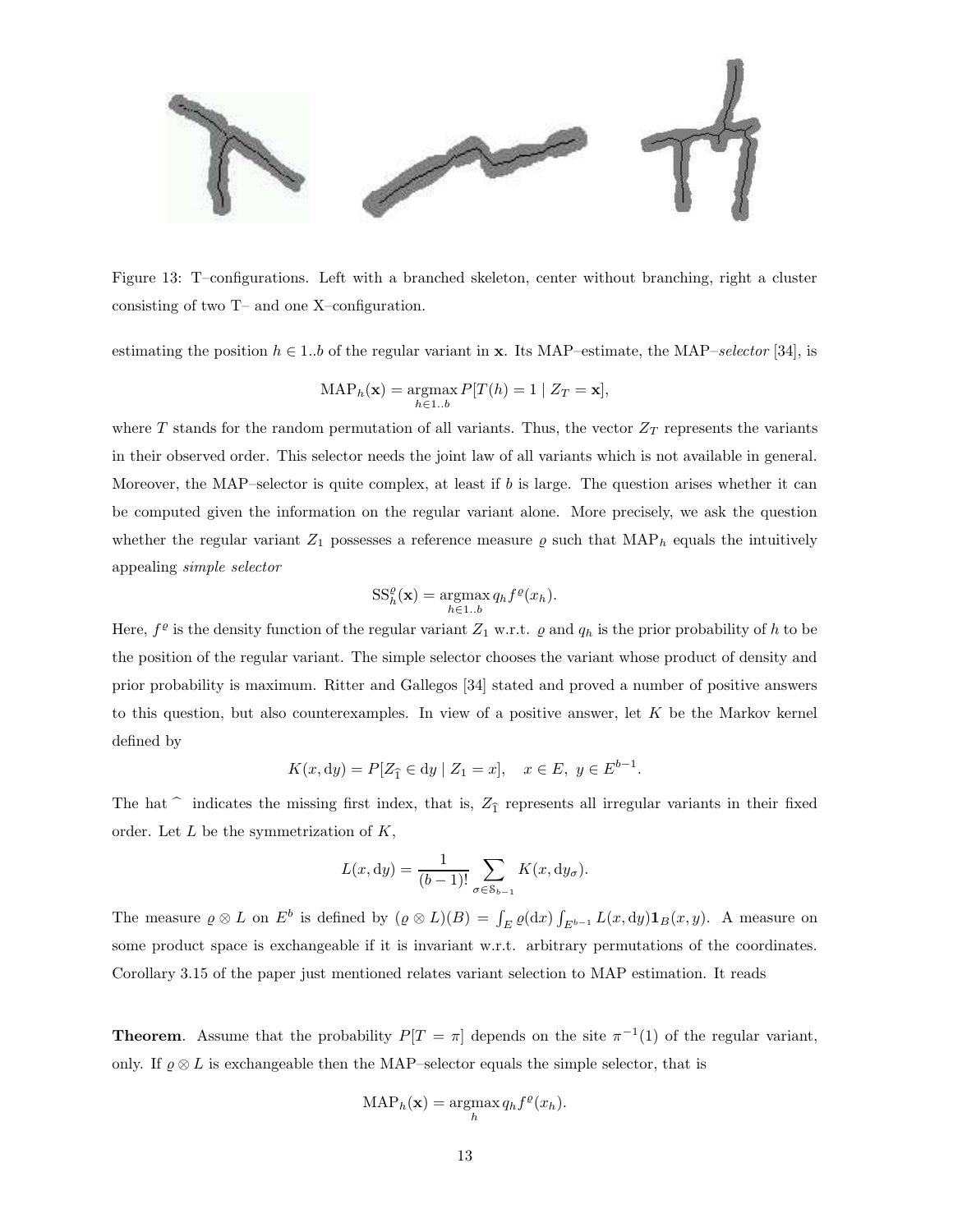Figure 13: T–configurations. Left with a branched skeleton, center without branching, right a cluster consisting of two T– and one X–configuration.

estimating the position $h \in 1..b$ of the regular variant in $\mathbf{x}$. Its MAP–estimate, the MAP–*selector* [34], is

$$\mathrm{MAP}_h(\mathbf{x}) = \operatorname*{argmax}_{h \in 1..b} P[T(h) = 1 \mid Z_T = \mathbf{x}],$$

where $T$ stands for the random permutation of all variants. Thus, the vector $Z_T$ represents the variants in their observed order. This selector needs the joint law of all variants which is not available in general. Moreover, the MAP–selector is quite complex, at least if $b$ is large. The question arises whether it can be computed given the information on the regular variant alone. More precisely, we ask the question whether the regular variant $Z_1$ possesses a reference measure $\varrho$ such that $\mathrm{MAP}_h$ equals the intuitively appealing *simple selector*

$$\mathrm{SS}_h^{\varrho}(\mathbf{x}) = \operatorname*{argmax}_{h \in 1..b} q_h f^{\varrho}(x_h).$$

Here, $f^{\varrho}$ is the density function of the regular variant $Z_1$ w.r.t. $\varrho$ and $q_h$ is the prior probability of $h$ to be the position of the regular variant. The simple selector chooses the variant whose product of density and prior probability is maximum. Ritter and Gallegos [34] stated and proved a number of positive answers to this question, but also counterexamples. In view of a positive answer, let $K$ be the Markov kernel defined by

$$K(x, \mathrm{d}y) = P[Z_{\widehat{1}} \in \mathrm{d}y \mid Z_1 = x], \quad x \in E, \; y \in E^{b-1}.$$

The hat $\widehat{\ }$ indicates the missing first index, that is, $Z_{\widehat{1}}$ represents all irregular variants in their fixed order. Let $L$ be the symmetrization of $K$,

$$L(x, \mathrm{d}y) = \frac{1}{(b-1)!} \sum_{\sigma \in \mathcal{S}_{b-1}} K(x, \mathrm{d}y_{\sigma}).$$

The measure $\varrho \otimes L$ on $E^b$ is defined by $(\varrho \otimes L)(B) = \int_E \varrho(\mathrm{d}x) \int_{E^{b-1}} L(x, \mathrm{d}y) \mathbf{1}_B(x, y)$. A measure on some product space is exchangeable if it is invariant w.r.t. arbitrary permutations of the coordinates. Corollary 3.15 of the paper just mentioned relates variant selection to MAP estimation. It reads

**Theorem**. Assume that the probability $P[T = \pi]$ depends on the site $\pi^{-1}(1)$ of the regular variant, only. If $\varrho \otimes L$ is exchangeable then the MAP–selector equals the simple selector, that is

$$\mathrm{MAP}_h(\mathbf{x}) = \operatorname*{argmax}_{h} q_h f^{\varrho}(x_h).$$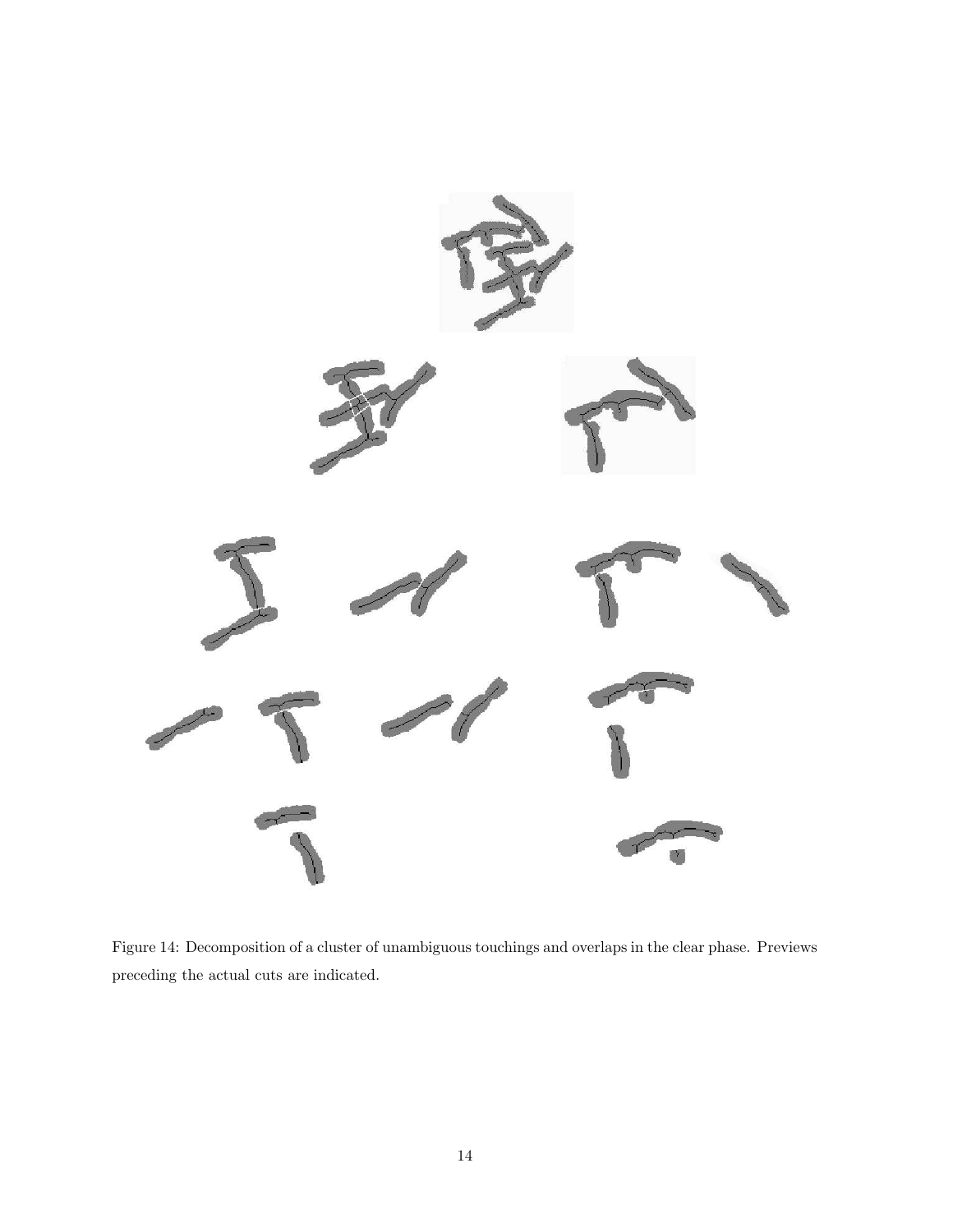Figure 14: Decomposition of a cluster of unambiguous touchings and overlaps in the clear phase. Previews preceding the actual cuts are indicated.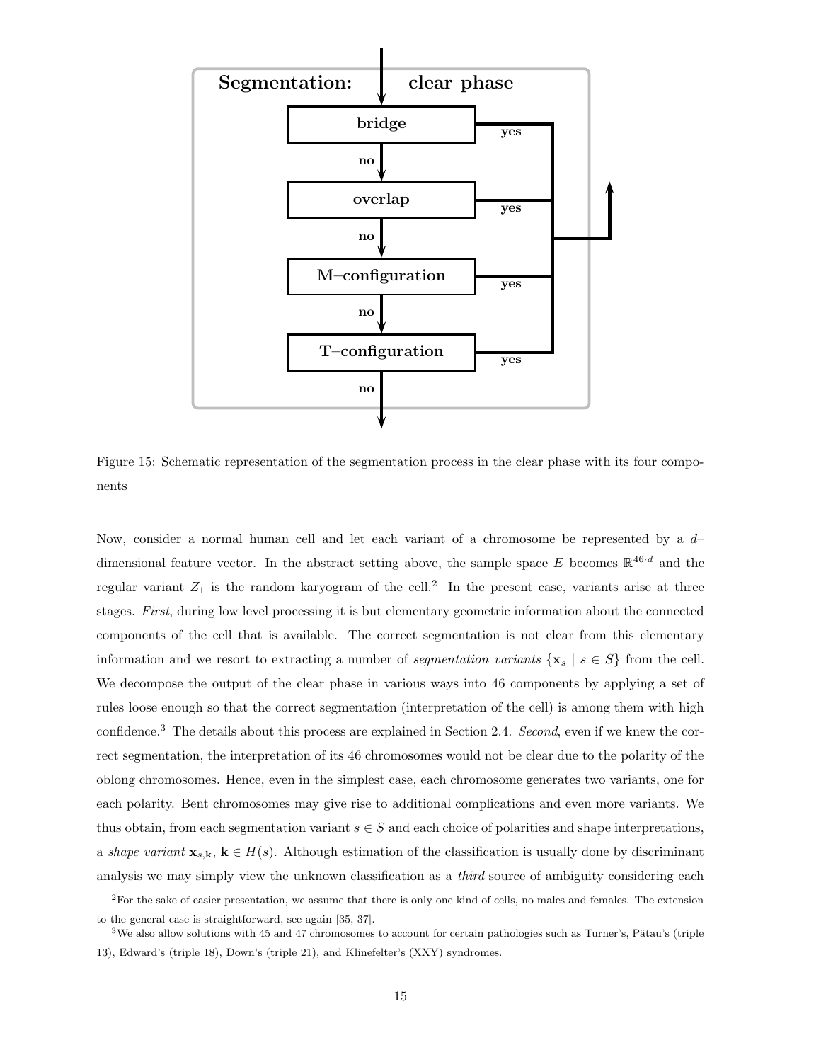Figure 15: Schematic representation of the segmentation process in the clear phase with its four components

Now, consider a normal human cell and let each variant of a chromosome be represented by a $d$–dimensional feature vector. In the abstract setting above, the sample space $E$ becomes $\mathbb{R}^{46 \cdot d}$ and the regular variant $Z_1$ is the random karyogram of the cell.[2] In the present case, variants arise at three stages. *First*, during low level processing it is but elementary geometric information about the connected components of the cell that is available. The correct segmentation is not clear from this elementary information and we resort to extracting a number of *segmentation variants* $\{\mathbf{x}_s \mid s \in S\}$ from the cell. We decompose the output of the clear phase in various ways into 46 components by applying a set of rules loose enough so that the correct segmentation (interpretation of the cell) is among them with high confidence.[3] The details about this process are explained in Section 2.4. *Second*, even if we knew the correct segmentation, the interpretation of its 46 chromosomes would not be clear due to the polarity of the oblong chromosomes. Hence, even in the simplest case, each chromosome generates two variants, one for each polarity. Bent chromosomes may give rise to additional complications and even more variants. We thus obtain, from each segmentation variant $s \in S$ and each choice of polarities and shape interpretations, a *shape variant* $\mathbf{x}_{s,\mathbf{k}}$, $\mathbf{k} \in H(s)$. Although estimation of the classification is usually done by discriminant analysis we may simply view the unknown classification as a *third* source of ambiguity considering each

[2] For the sake of easier presentation, we assume that there is only one kind of cells, no males and females. The extension to the general case is straightforward, see again [35, 37].

[3] We also allow solutions with 45 and 47 chromosomes to account for certain pathologies such as Turner's, Pätau's (triple 13), Edward's (triple 18), Down's (triple 21), and Klinefelter's (XXY) syndromes.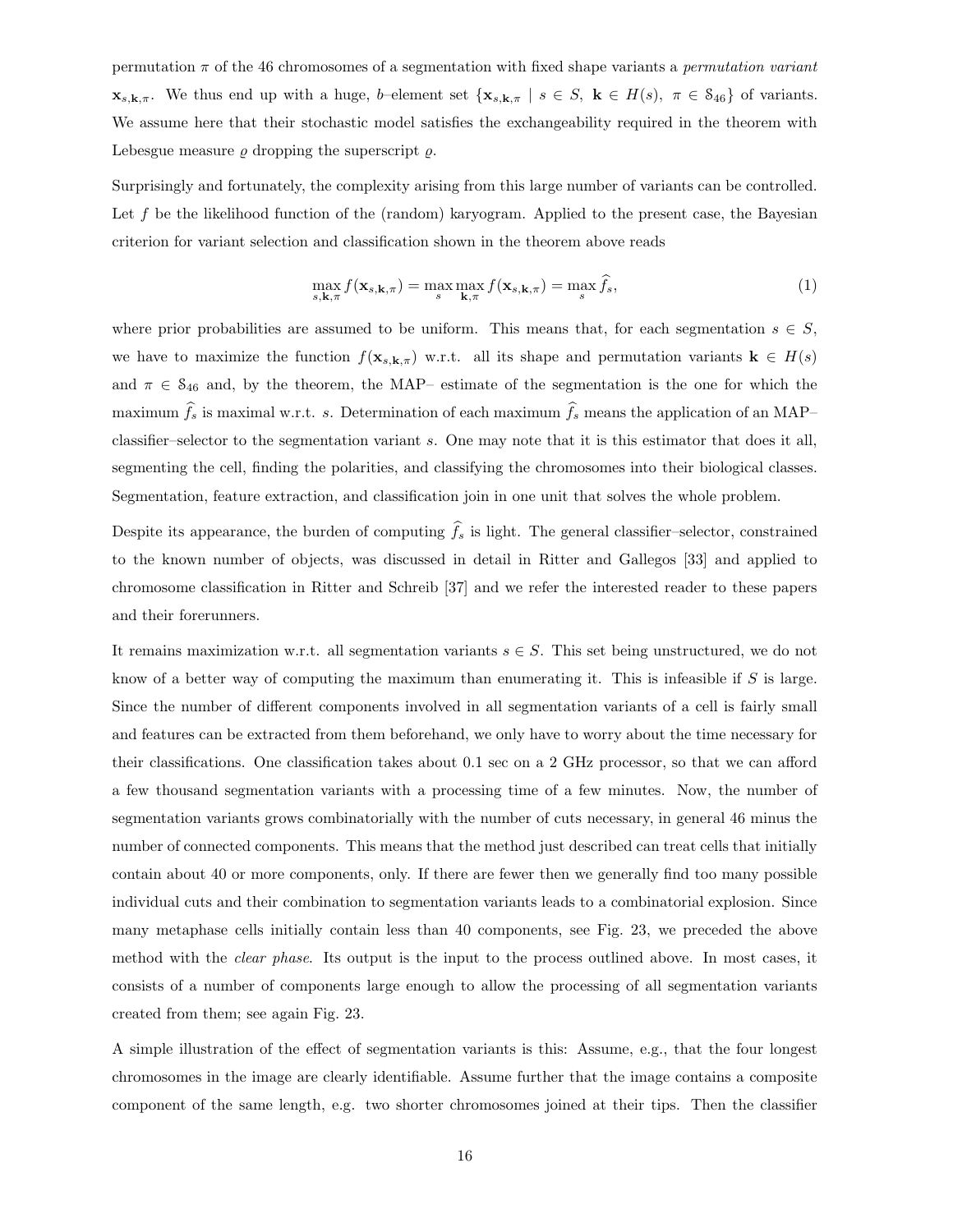permutation $\pi$ of the 46 chromosomes of a segmentation with fixed shape variants a *permutation variant* $\mathbf{x}_{s,\mathbf{k},\pi}$. We thus end up with a huge, $b$–element set $\{\mathbf{x}_{s,\mathbf{k},\pi} \mid s \in S,\ \mathbf{k} \in H(s),\ \pi \in \mathcal{S}_{46}\}$ of variants. We assume here that their stochastic model satisfies the exchangeability required in the theorem with Lebesgue measure $\varrho$ dropping the superscript $\varrho$.

Surprisingly and fortunately, the complexity arising from this large number of variants can be controlled. Let $f$ be the likelihood function of the (random) karyogram. Applied to the present case, the Bayesian criterion for variant selection and classification shown in the theorem above reads

$$\max_{s,\mathbf{k},\pi} f(\mathbf{x}_{s,\mathbf{k},\pi}) = \max_{s} \max_{\mathbf{k},\pi} f(\mathbf{x}_{s,\mathbf{k},\pi}) = \max_{s} \widehat{f}_s, \tag{1}$$

where prior probabilities are assumed to be uniform. This means that, for each segmentation $s \in S$, we have to maximize the function $f(\mathbf{x}_{s,\mathbf{k},\pi})$ w.r.t. all its shape and permutation variants $\mathbf{k} \in H(s)$ and $\pi \in \mathcal{S}_{46}$ and, by the theorem, the MAP– estimate of the segmentation is the one for which the maximum $\widehat{f}_s$ is maximal w.r.t. $s$. Determination of each maximum $\widehat{f}_s$ means the application of an MAP–classifier–selector to the segmentation variant $s$. One may note that it is this estimator that does it all, segmenting the cell, finding the polarities, and classifying the chromosomes into their biological classes. Segmentation, feature extraction, and classification join in one unit that solves the whole problem.

Despite its appearance, the burden of computing $\widehat{f}_s$ is light. The general classifier–selector, constrained to the known number of objects, was discussed in detail in Ritter and Gallegos [33] and applied to chromosome classification in Ritter and Schreib [37] and we refer the interested reader to these papers and their forerunners.

It remains maximization w.r.t. all segmentation variants $s \in S$. This set being unstructured, we do not know of a better way of computing the maximum than enumerating it. This is infeasible if $S$ is large. Since the number of different components involved in all segmentation variants of a cell is fairly small and features can be extracted from them beforehand, we only have to worry about the time necessary for their classifications. One classification takes about 0.1 sec on a 2 GHz processor, so that we can afford a few thousand segmentation variants with a processing time of a few minutes. Now, the number of segmentation variants grows combinatorially with the number of cuts necessary, in general 46 minus the number of connected components. This means that the method just described can treat cells that initially contain about 40 or more components, only. If there are fewer then we generally find too many possible individual cuts and their combination to segmentation variants leads to a combinatorial explosion. Since many metaphase cells initially contain less than 40 components, see Fig. 23, we preceded the above method with the *clear phase*. Its output is the input to the process outlined above. In most cases, it consists of a number of components large enough to allow the processing of all segmentation variants created from them; see again Fig. 23.

A simple illustration of the effect of segmentation variants is this: Assume, e.g., that the four longest chromosomes in the image are clearly identifiable. Assume further that the image contains a composite component of the same length, e.g. two shorter chromosomes joined at their tips. Then the classifier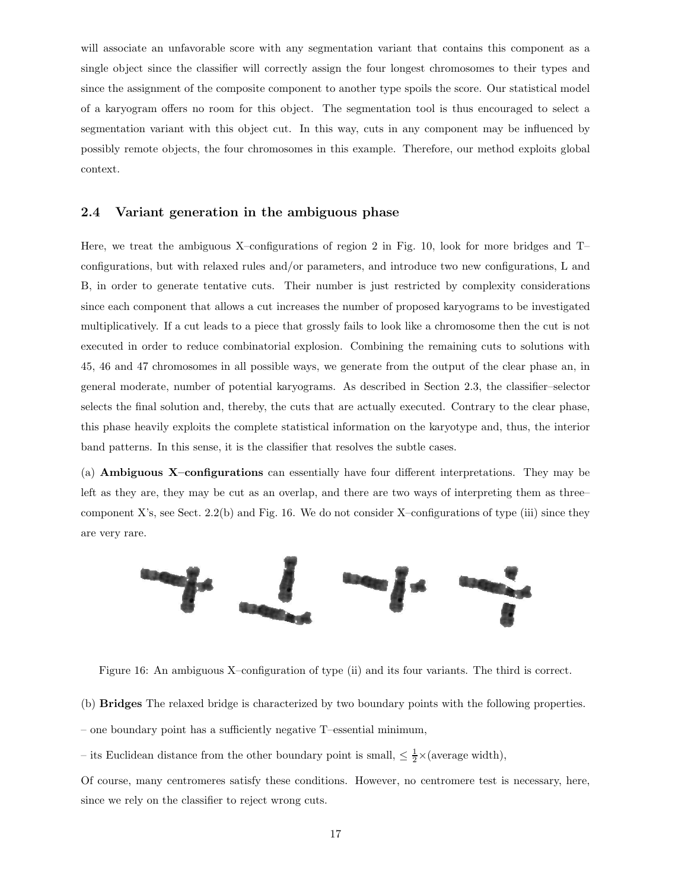will associate an unfavorable score with any segmentation variant that contains this component as a single object since the classifier will correctly assign the four longest chromosomes to their types and since the assignment of the composite component to another type spoils the score. Our statistical model of a karyogram offers no room for this object. The segmentation tool is thus encouraged to select a segmentation variant with this object cut. In this way, cuts in any component may be influenced by possibly remote objects, the four chromosomes in this example. Therefore, our method exploits global context.

### 2.4 Variant generation in the ambiguous phase

Here, we treat the ambiguous X–configurations of region 2 in Fig. 10, look for more bridges and T–configurations, but with relaxed rules and/or parameters, and introduce two new configurations, L and B, in order to generate tentative cuts. Their number is just restricted by complexity considerations since each component that allows a cut increases the number of proposed karyograms to be investigated multiplicatively. If a cut leads to a piece that grossly fails to look like a chromosome then the cut is not executed in order to reduce combinatorial explosion. Combining the remaining cuts to solutions with 45, 46 and 47 chromosomes in all possible ways, we generate from the output of the clear phase an, in general moderate, number of potential karyograms. As described in Section 2.3, the classifier–selector selects the final solution and, thereby, the cuts that are actually executed. Contrary to the clear phase, this phase heavily exploits the complete statistical information on the karyotype and, thus, the interior band patterns. In this sense, it is the classifier that resolves the subtle cases.

(a) **Ambiguous X–configurations** can essentially have four different interpretations. They may be left as they are, they may be cut as an overlap, and there are two ways of interpreting them as three–component X's, see Sect. 2.2(b) and Fig. 16. We do not consider X–configurations of type (iii) since they are very rare.

Figure 16: An ambiguous X–configuration of type (ii) and its four variants. The third is correct.

(b) **Bridges** The relaxed bridge is characterized by two boundary points with the following properties.

– one boundary point has a sufficiently negative T–essential minimum,

– its Euclidean distance from the other boundary point is small, $\leq \frac{1}{2}\times$(average width),

Of course, many centromeres satisfy these conditions. However, no centromere test is necessary, here, since we rely on the classifier to reject wrong cuts.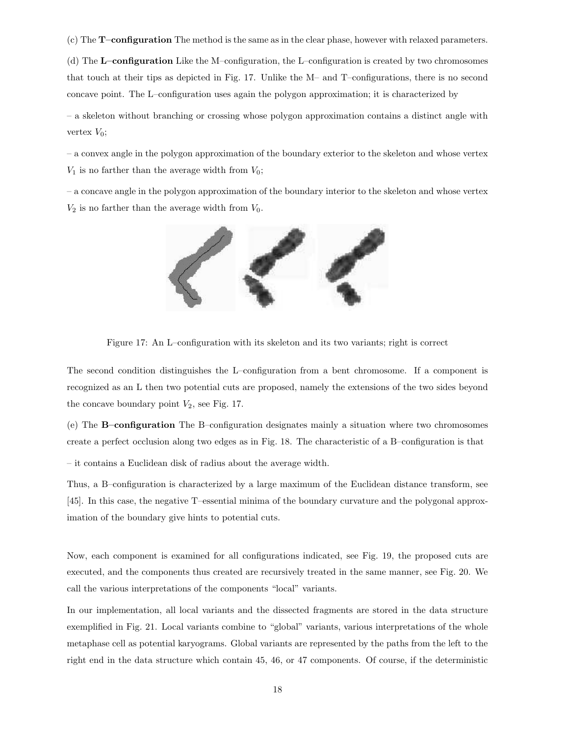(c) The **T–configuration** The method is the same as in the clear phase, however with relaxed parameters.

(d) The **L–configuration** Like the M–configuration, the L–configuration is created by two chromosomes that touch at their tips as depicted in Fig. 17. Unlike the M– and T–configurations, there is no second concave point. The L–configuration uses again the polygon approximation; it is characterized by

– a skeleton without branching or crossing whose polygon approximation contains a distinct angle with vertex $V_0$;

– a convex angle in the polygon approximation of the boundary exterior to the skeleton and whose vertex $V_1$ is no farther than the average width from $V_0$;

– a concave angle in the polygon approximation of the boundary interior to the skeleton and whose vertex $V_2$ is no farther than the average width from $V_0$.

Figure 17: An L–configuration with its skeleton and its two variants; right is correct

The second condition distinguishes the L–configuration from a bent chromosome. If a component is recognized as an L then two potential cuts are proposed, namely the extensions of the two sides beyond the concave boundary point $V_2$, see Fig. 17.

(e) The **B–configuration** The B–configuration designates mainly a situation where two chromosomes create a perfect occlusion along two edges as in Fig. 18. The characteristic of a B–configuration is that

– it contains a Euclidean disk of radius about the average width.

Thus, a B–configuration is characterized by a large maximum of the Euclidean distance transform, see [45]. In this case, the negative T–essential minima of the boundary curvature and the polygonal approximation of the boundary give hints to potential cuts.

Now, each component is examined for all configurations indicated, see Fig. 19, the proposed cuts are executed, and the components thus created are recursively treated in the same manner, see Fig. 20. We call the various interpretations of the components "local" variants.

In our implementation, all local variants and the dissected fragments are stored in the data structure exemplified in Fig. 21. Local variants combine to "global" variants, various interpretations of the whole metaphase cell as potential karyograms. Global variants are represented by the paths from the left to the right end in the data structure which contain 45, 46, or 47 components. Of course, if the deterministic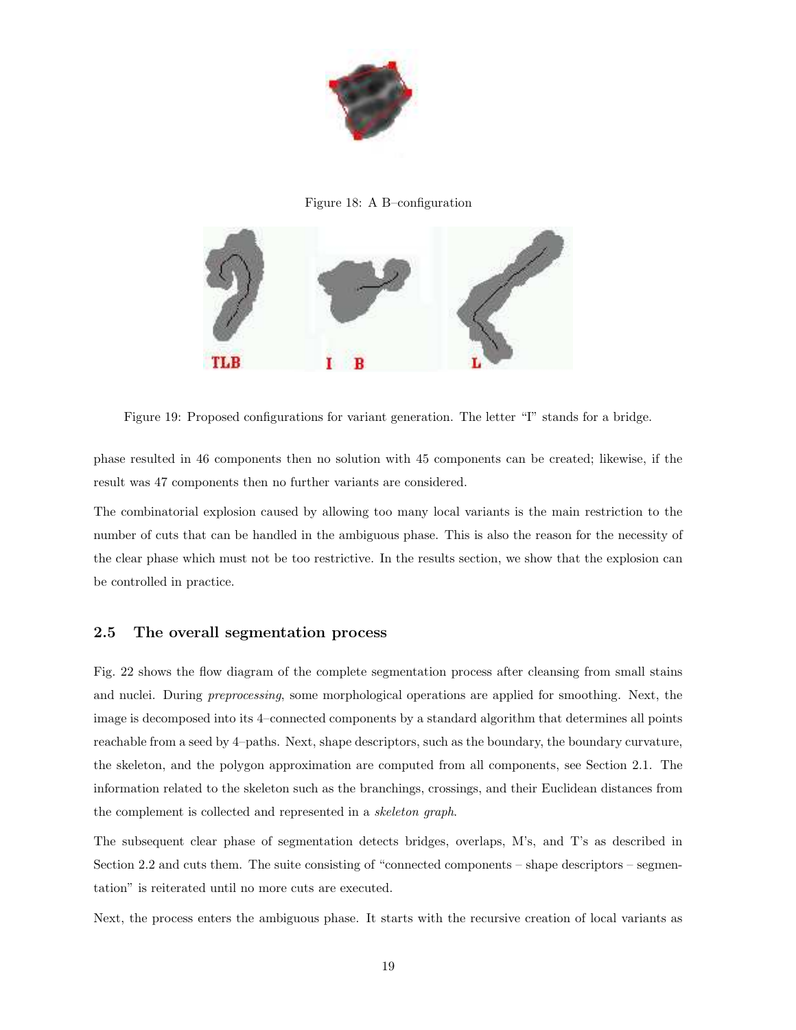Figure 18: A B–configuration

TLB I B L

Figure 19: Proposed configurations for variant generation. The letter "I" stands for a bridge.

phase resulted in 46 components then no solution with 45 components can be created; likewise, if the result was 47 components then no further variants are considered.

The combinatorial explosion caused by allowing too many local variants is the main restriction to the number of cuts that can be handled in the ambiguous phase. This is also the reason for the necessity of the clear phase which must not be too restrictive. In the results section, we show that the explosion can be controlled in practice.

### 2.5 The overall segmentation process

Fig. 22 shows the flow diagram of the complete segmentation process after cleansing from small stains and nuclei. During *preprocessing*, some morphological operations are applied for smoothing. Next, the image is decomposed into its 4–connected components by a standard algorithm that determines all points reachable from a seed by 4–paths. Next, shape descriptors, such as the boundary, the boundary curvature, the skeleton, and the polygon approximation are computed from all components, see Section 2.1. The information related to the skeleton such as the branchings, crossings, and their Euclidean distances from the complement is collected and represented in a *skeleton graph*.

The subsequent clear phase of segmentation detects bridges, overlaps, M's, and T's as described in Section 2.2 and cuts them. The suite consisting of "connected components – shape descriptors – segmentation" is reiterated until no more cuts are executed.

Next, the process enters the ambiguous phase. It starts with the recursive creation of local variants as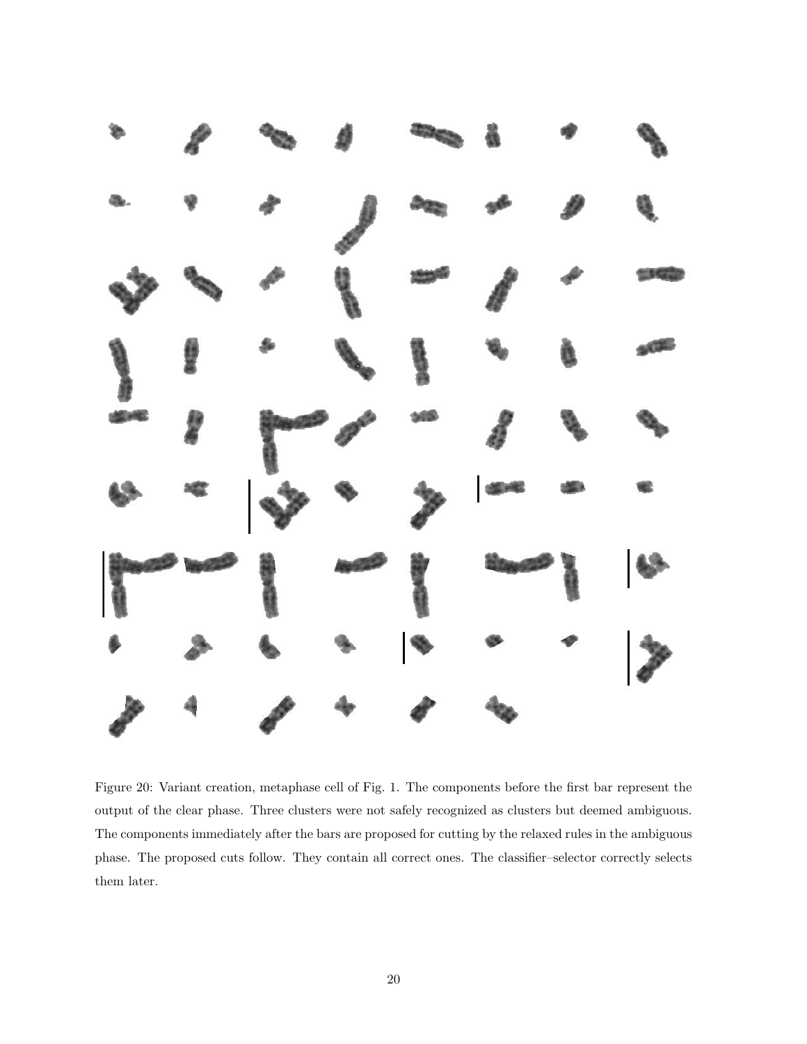Figure 20: Variant creation, metaphase cell of Fig. 1. The components before the first bar represent the output of the clear phase. Three clusters were not safely recognized as clusters but deemed ambiguous. The components immediately after the bars are proposed for cutting by the relaxed rules in the ambiguous phase. The proposed cuts follow. They contain all correct ones. The classifier–selector correctly selects them later.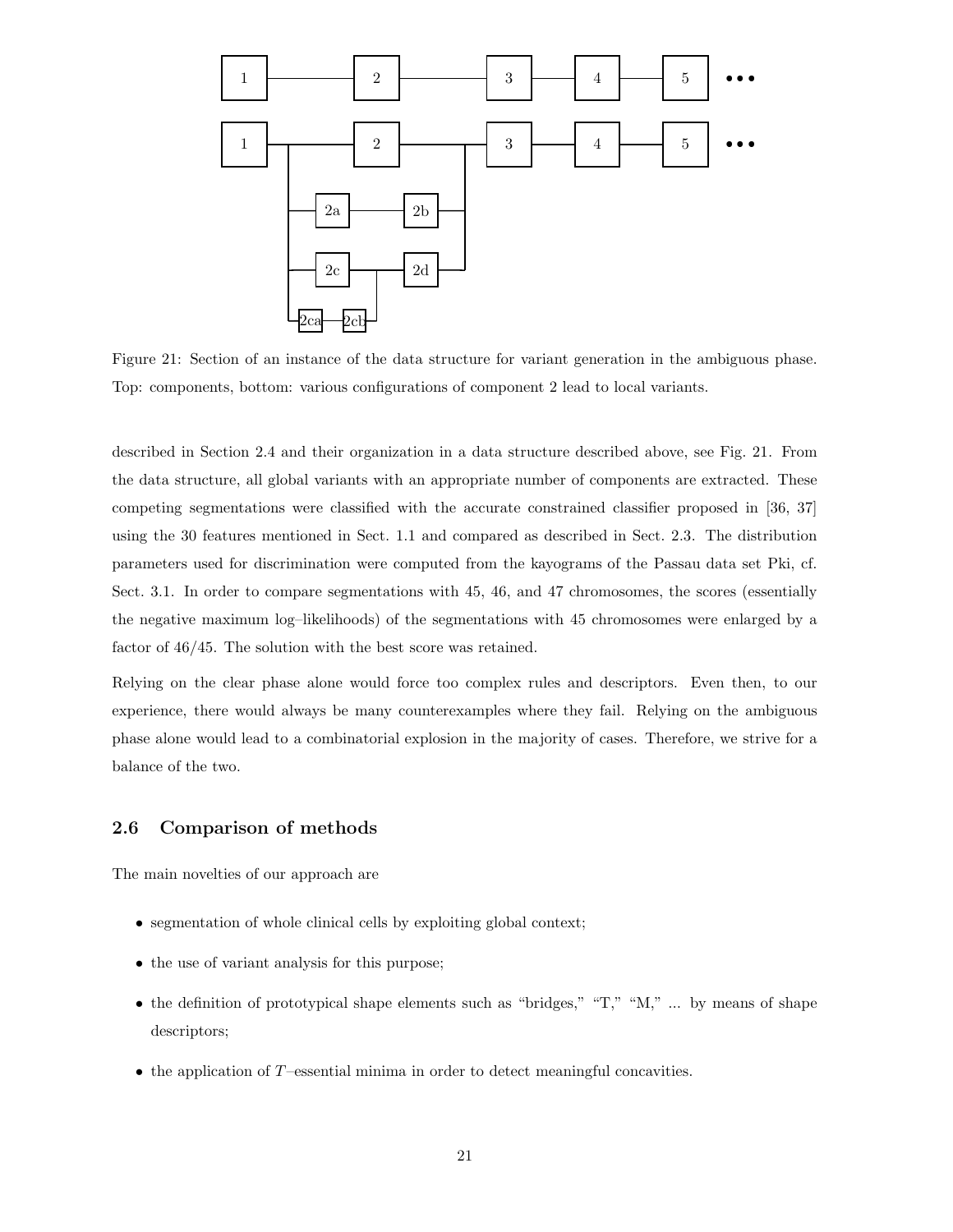Figure 21: Section of an instance of the data structure for variant generation in the ambiguous phase. Top: components, bottom: various configurations of component 2 lead to local variants.

described in Section 2.4 and their organization in a data structure described above, see Fig. 21. From the data structure, all global variants with an appropriate number of components are extracted. These competing segmentations were classified with the accurate constrained classifier proposed in [36, 37] using the 30 features mentioned in Sect. 1.1 and compared as described in Sect. 2.3. The distribution parameters used for discrimination were computed from the kayograms of the Passau data set Pki, cf. Sect. 3.1. In order to compare segmentations with 45, 46, and 47 chromosomes, the scores (essentially the negative maximum log–likelihoods) of the segmentations with 45 chromosomes were enlarged by a factor of 46/45. The solution with the best score was retained.

Relying on the clear phase alone would force too complex rules and descriptors. Even then, to our experience, there would always be many counterexamples where they fail. Relying on the ambiguous phase alone would lead to a combinatorial explosion in the majority of cases. Therefore, we strive for a balance of the two.

## 2.6 Comparison of methods

The main novelties of our approach are

- segmentation of whole clinical cells by exploiting global context;
- the use of variant analysis for this purpose;
- the definition of prototypical shape elements such as "bridges," "T," "M," ... by means of shape descriptors;
- the application of $T$–essential minima in order to detect meaningful concavities.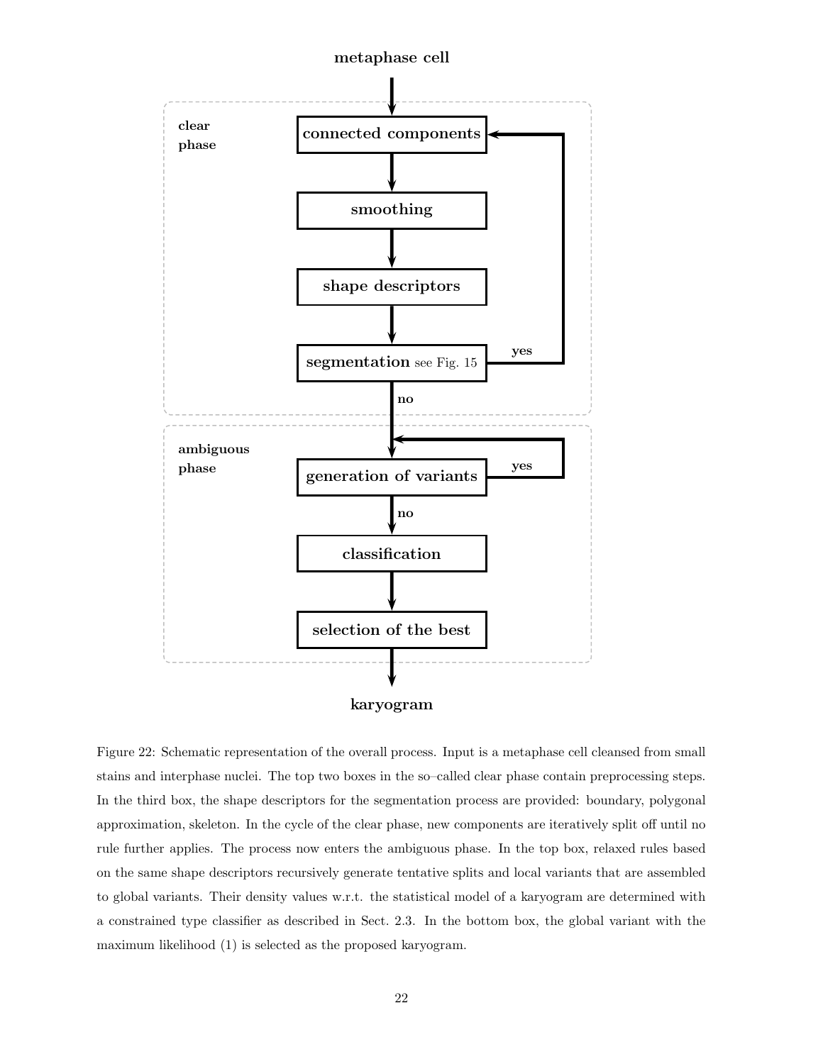metaphase cell

clear phase

connected components

smoothing

shape descriptors

segmentation see Fig. 15 — yes → connected components

no

ambiguous phase

generation of variants — yes → generation of variants

no

classification

selection of the best

karyogram

Figure 22: Schematic representation of the overall process. Input is a metaphase cell cleansed from small stains and interphase nuclei. The top two boxes in the so–called clear phase contain preprocessing steps. In the third box, the shape descriptors for the segmentation process are provided: boundary, polygonal approximation, skeleton. In the cycle of the clear phase, new components are iteratively split off until no rule further applies. The process now enters the ambiguous phase. In the top box, relaxed rules based on the same shape descriptors recursively generate tentative splits and local variants that are assembled to global variants. Their density values w.r.t. the statistical model of a karyogram are determined with a constrained type classifier as described in Sect. 2.3. In the bottom box, the global variant with the maximum likelihood (1) is selected as the proposed karyogram.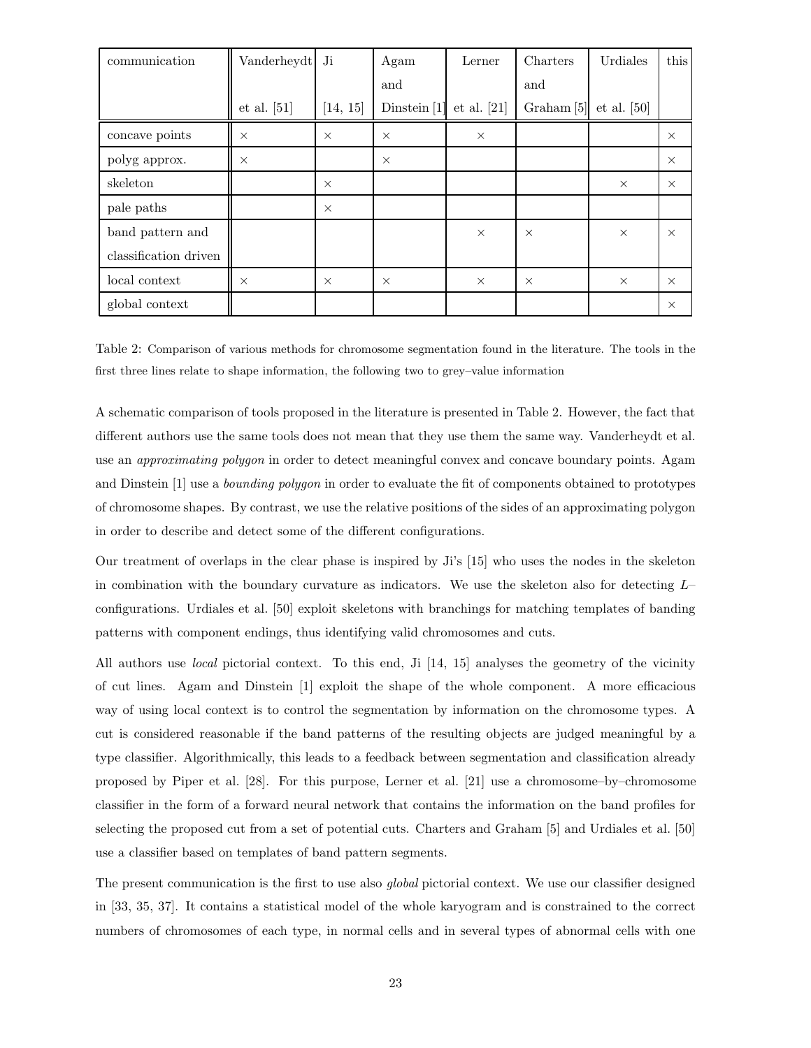| communication | Vanderheydt et al. [51] | Ji [14, 15] | Agam and Dinstein [1] | Lerner et al. [21] | Charters and Graham [5] | Urdiales et al. [50] | this |
|---|---|---|---|---|---|---|---|
| concave points | × | × | × | × | | | × |
| polyg approx. | × | | × | | | | × |
| skeleton | | × | | | | × | × |
| pale paths | | × | | | | | |
| band pattern and classification driven | | | | × | × | × | × |
| local context | × | × | × | × | × | × | × |
| global context | | | | | | | × |

Table 2: Comparison of various methods for chromosome segmentation found in the literature. The tools in the first three lines relate to shape information, the following two to grey–value information

A schematic comparison of tools proposed in the literature is presented in Table 2. However, the fact that different authors use the same tools does not mean that they use them the same way. Vanderheydt et al. use an *approximating polygon* in order to detect meaningful convex and concave boundary points. Agam and Dinstein [1] use a *bounding polygon* in order to evaluate the fit of components obtained to prototypes of chromosome shapes. By contrast, we use the relative positions of the sides of an approximating polygon in order to describe and detect some of the different configurations.

Our treatment of overlaps in the clear phase is inspired by Ji's [15] who uses the nodes in the skeleton in combination with the boundary curvature as indicators. We use the skeleton also for detecting $L$–configurations. Urdiales et al. [50] exploit skeletons with branchings for matching templates of banding patterns with component endings, thus identifying valid chromosomes and cuts.

All authors use *local* pictorial context. To this end, Ji [14, 15] analyses the geometry of the vicinity of cut lines. Agam and Dinstein [1] exploit the shape of the whole component. A more efficacious way of using local context is to control the segmentation by information on the chromosome types. A cut is considered reasonable if the band patterns of the resulting objects are judged meaningful by a type classifier. Algorithmically, this leads to a feedback between segmentation and classification already proposed by Piper et al. [28]. For this purpose, Lerner et al. [21] use a chromosome–by–chromosome classifier in the form of a forward neural network that contains the information on the band profiles for selecting the proposed cut from a set of potential cuts. Charters and Graham [5] and Urdiales et al. [50] use a classifier based on templates of band pattern segments.

The present communication is the first to use also *global* pictorial context. We use our classifier designed in [33, 35, 37]. It contains a statistical model of the whole karyogram and is constrained to the correct numbers of chromosomes of each type, in normal cells and in several types of abnormal cells with one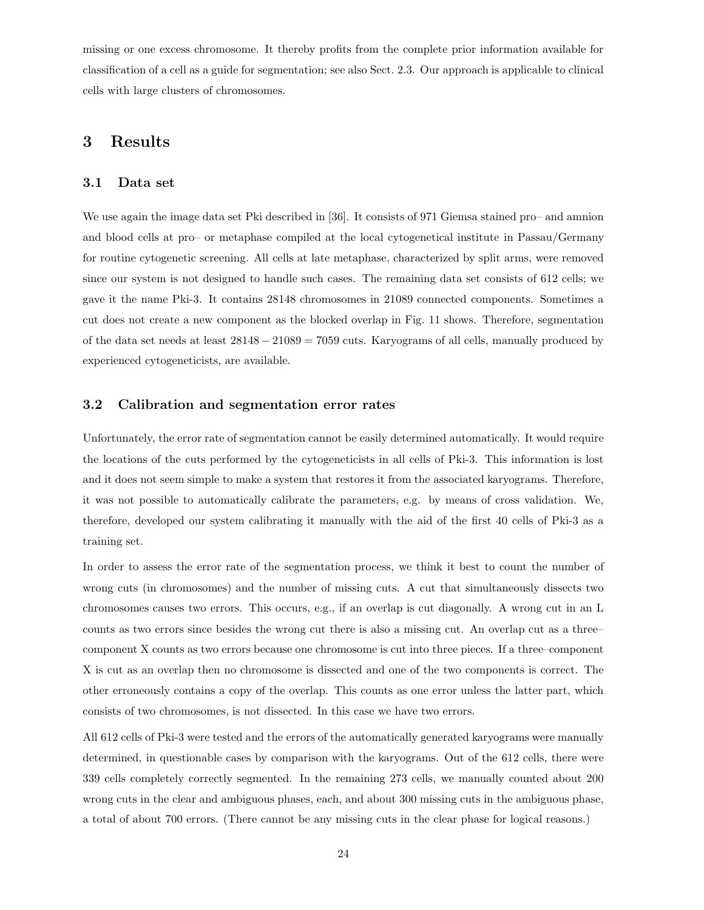missing or one excess chromosome. It thereby profits from the complete prior information available for classification of a cell as a guide for segmentation; see also Sect. 2.3. Our approach is applicable to clinical cells with large clusters of chromosomes.

## 3 Results

### 3.1 Data set

We use again the image data set Pki described in [36]. It consists of 971 Giemsa stained pro– and amnion and blood cells at pro– or metaphase compiled at the local cytogenetical institute in Passau/Germany for routine cytogenetic screening. All cells at late metaphase, characterized by split arms, were removed since our system is not designed to handle such cases. The remaining data set consists of 612 cells; we gave it the name Pki-3. It contains 28148 chromosomes in 21089 connected components. Sometimes a cut does not create a new component as the blocked overlap in Fig. 11 shows. Therefore, segmentation of the data set needs at least $28148 - 21089 = 7059$ cuts. Karyograms of all cells, manually produced by experienced cytogeneticists, are available.

### 3.2 Calibration and segmentation error rates

Unfortunately, the error rate of segmentation cannot be easily determined automatically. It would require the locations of the cuts performed by the cytogeneticists in all cells of Pki-3. This information is lost and it does not seem simple to make a system that restores it from the associated karyograms. Therefore, it was not possible to automatically calibrate the parameters, e.g. by means of cross validation. We, therefore, developed our system calibrating it manually with the aid of the first 40 cells of Pki-3 as a training set.

In order to assess the error rate of the segmentation process, we think it best to count the number of wrong cuts (in chromosomes) and the number of missing cuts. A cut that simultaneously dissects two chromosomes causes two errors. This occurs, e.g., if an overlap is cut diagonally. A wrong cut in an L counts as two errors since besides the wrong cut there is also a missing cut. An overlap cut as a three–component X counts as two errors because one chromosome is cut into three pieces. If a three–component X is cut as an overlap then no chromosome is dissected and one of the two components is correct. The other erroneously contains a copy of the overlap. This counts as one error unless the latter part, which consists of two chromosomes, is not dissected. In this case we have two errors.

All 612 cells of Pki-3 were tested and the errors of the automatically generated karyograms were manually determined, in questionable cases by comparison with the karyograms. Out of the 612 cells, there were 339 cells completely correctly segmented. In the remaining 273 cells, we manually counted about 200 wrong cuts in the clear and ambiguous phases, each, and about 300 missing cuts in the ambiguous phase, a total of about 700 errors. (There cannot be any missing cuts in the clear phase for logical reasons.)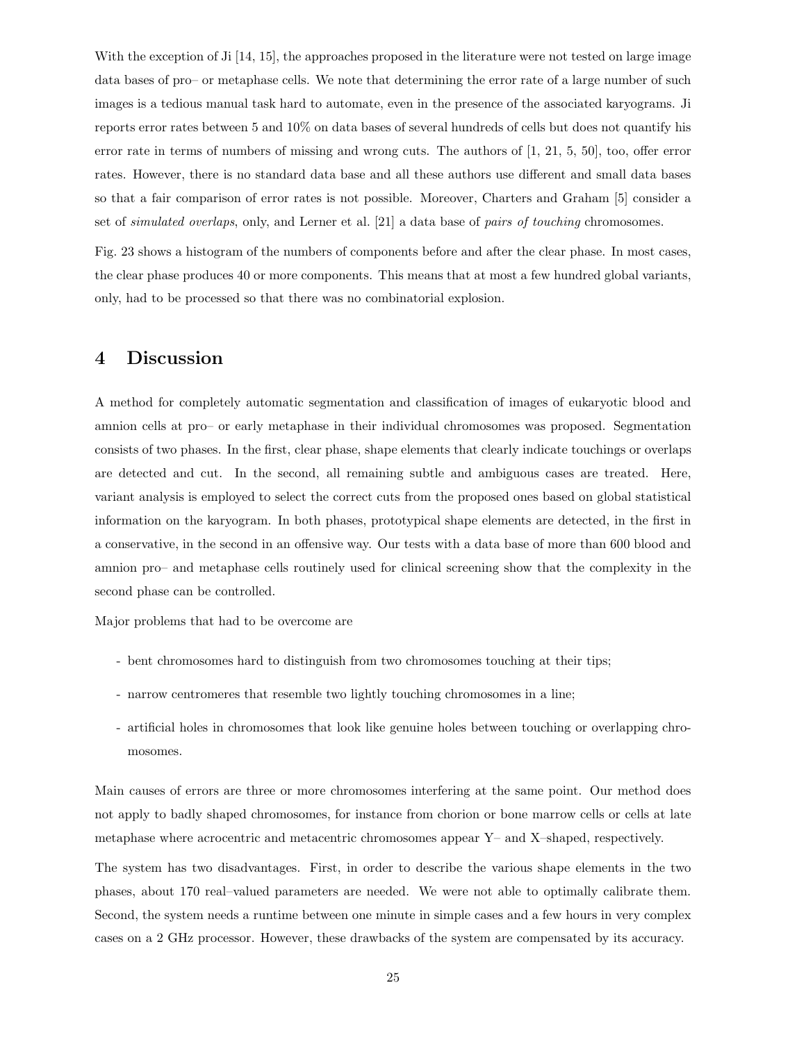With the exception of Ji [14, 15], the approaches proposed in the literature were not tested on large image data bases of pro– or metaphase cells. We note that determining the error rate of a large number of such images is a tedious manual task hard to automate, even in the presence of the associated karyograms. Ji reports error rates between 5 and 10% on data bases of several hundreds of cells but does not quantify his error rate in terms of numbers of missing and wrong cuts. The authors of [1, 21, 5, 50], too, offer error rates. However, there is no standard data base and all these authors use different and small data bases so that a fair comparison of error rates is not possible. Moreover, Charters and Graham [5] consider a set of *simulated overlaps*, only, and Lerner et al. [21] a data base of *pairs of touching* chromosomes.

Fig. 23 shows a histogram of the numbers of components before and after the clear phase. In most cases, the clear phase produces 40 or more components. This means that at most a few hundred global variants, only, had to be processed so that there was no combinatorial explosion.

# 4 Discussion

A method for completely automatic segmentation and classification of images of eukaryotic blood and amnion cells at pro– or early metaphase in their individual chromosomes was proposed. Segmentation consists of two phases. In the first, clear phase, shape elements that clearly indicate touchings or overlaps are detected and cut. In the second, all remaining subtle and ambiguous cases are treated. Here, variant analysis is employed to select the correct cuts from the proposed ones based on global statistical information on the karyogram. In both phases, prototypical shape elements are detected, in the first in a conservative, in the second in an offensive way. Our tests with a data base of more than 600 blood and amnion pro– and metaphase cells routinely used for clinical screening show that the complexity in the second phase can be controlled.

Major problems that had to be overcome are

- bent chromosomes hard to distinguish from two chromosomes touching at their tips;
- narrow centromeres that resemble two lightly touching chromosomes in a line;
- artificial holes in chromosomes that look like genuine holes between touching or overlapping chromosomes.

Main causes of errors are three or more chromosomes interfering at the same point. Our method does not apply to badly shaped chromosomes, for instance from chorion or bone marrow cells or cells at late metaphase where acrocentric and metacentric chromosomes appear Y– and X–shaped, respectively.

The system has two disadvantages. First, in order to describe the various shape elements in the two phases, about 170 real–valued parameters are needed. We were not able to optimally calibrate them. Second, the system needs a runtime between one minute in simple cases and a few hours in very complex cases on a 2 GHz processor. However, these drawbacks of the system are compensated by its accuracy.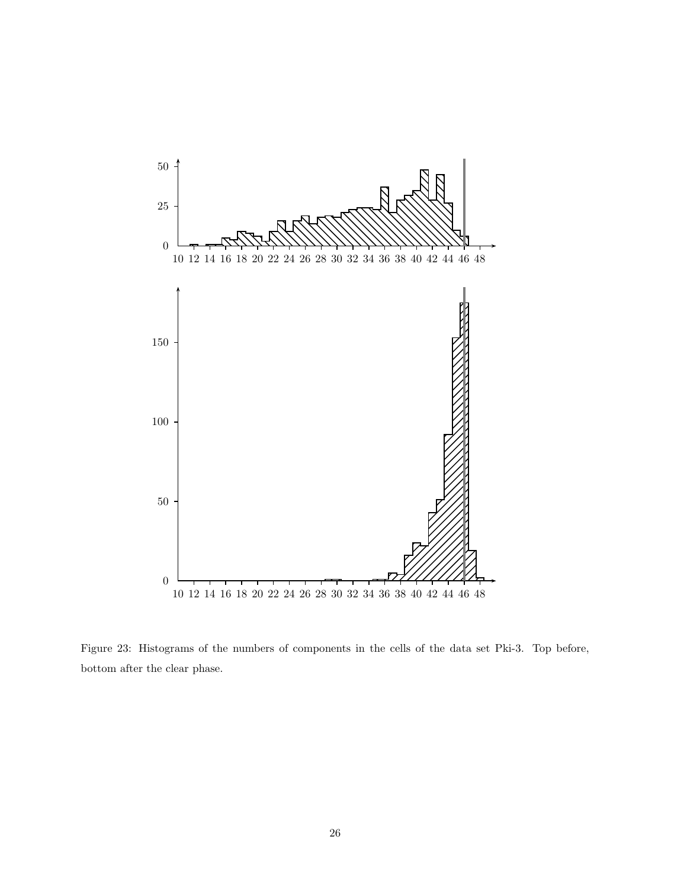Figure 23: Histograms of the numbers of components in the cells of the data set Pki-3. Top before, bottom after the clear phase.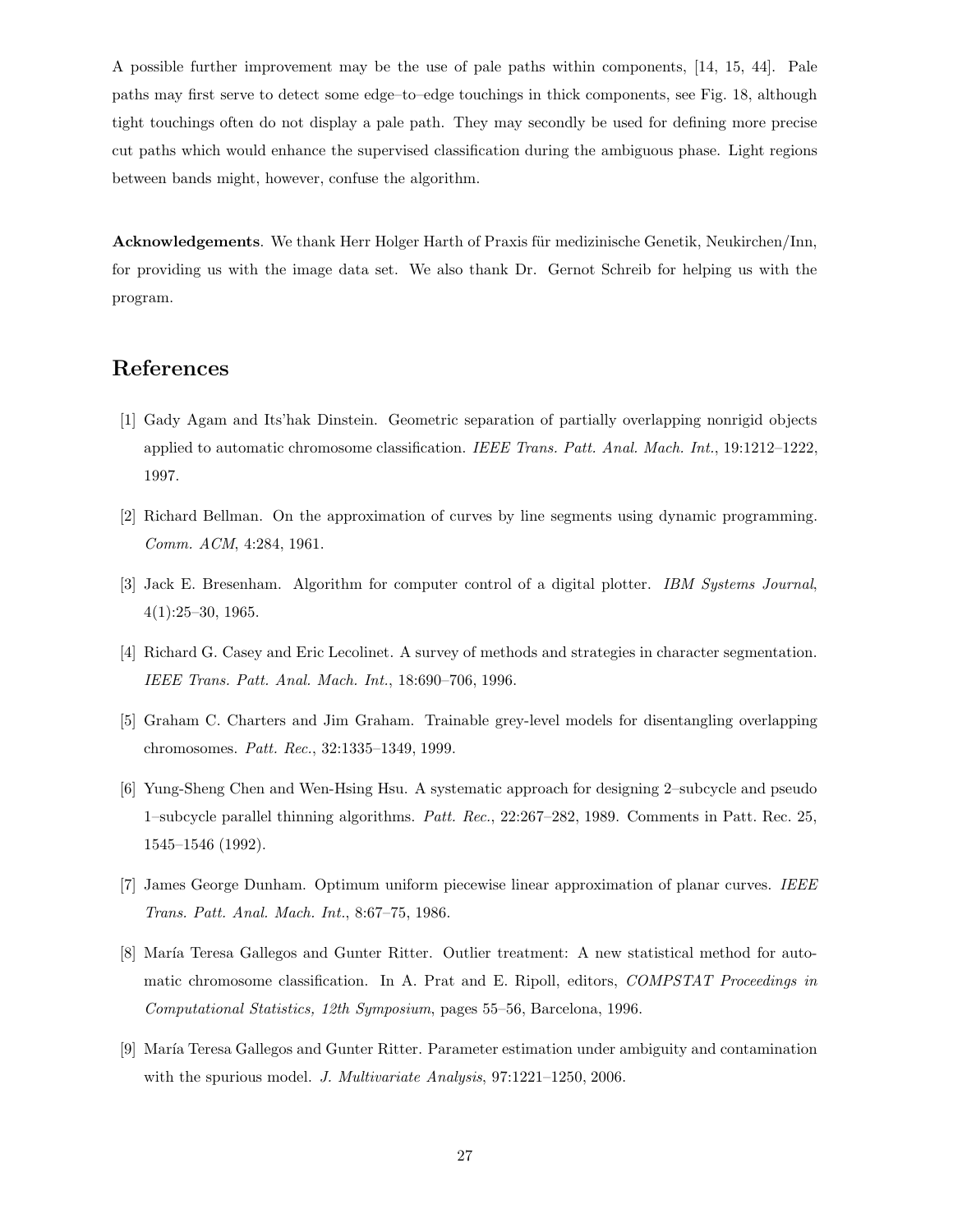A possible further improvement may be the use of pale paths within components, [14, 15, 44]. Pale paths may first serve to detect some edge–to–edge touchings in thick components, see Fig. 18, although tight touchings often do not display a pale path. They may secondly be used for defining more precise cut paths which would enhance the supervised classification during the ambiguous phase. Light regions between bands might, however, confuse the algorithm.

**Acknowledgements**. We thank Herr Holger Harth of Praxis für medizinische Genetik, Neukirchen/Inn, for providing us with the image data set. We also thank Dr. Gernot Schreib for helping us with the program.

## References

[1] Gady Agam and Its'hak Dinstein. Geometric separation of partially overlapping nonrigid objects applied to automatic chromosome classification. *IEEE Trans. Patt. Anal. Mach. Int.*, 19:1212–1222, 1997.

[2] Richard Bellman. On the approximation of curves by line segments using dynamic programming. *Comm. ACM*, 4:284, 1961.

[3] Jack E. Bresenham. Algorithm for computer control of a digital plotter. *IBM Systems Journal*, 4(1):25–30, 1965.

[4] Richard G. Casey and Eric Lecolinet. A survey of methods and strategies in character segmentation. *IEEE Trans. Patt. Anal. Mach. Int.*, 18:690–706, 1996.

[5] Graham C. Charters and Jim Graham. Trainable grey-level models for disentangling overlapping chromosomes. *Patt. Rec.*, 32:1335–1349, 1999.

[6] Yung-Sheng Chen and Wen-Hsing Hsu. A systematic approach for designing 2–subcycle and pseudo 1–subcycle parallel thinning algorithms. *Patt. Rec.*, 22:267–282, 1989. Comments in Patt. Rec. 25, 1545–1546 (1992).

[7] James George Dunham. Optimum uniform piecewise linear approximation of planar curves. *IEEE Trans. Patt. Anal. Mach. Int.*, 8:67–75, 1986.

[8] María Teresa Gallegos and Gunter Ritter. Outlier treatment: A new statistical method for automatic chromosome classification. In A. Prat and E. Ripoll, editors, *COMPSTAT Proceedings in Computational Statistics, 12th Symposium*, pages 55–56, Barcelona, 1996.

[9] María Teresa Gallegos and Gunter Ritter. Parameter estimation under ambiguity and contamination with the spurious model. *J. Multivariate Analysis*, 97:1221–1250, 2006.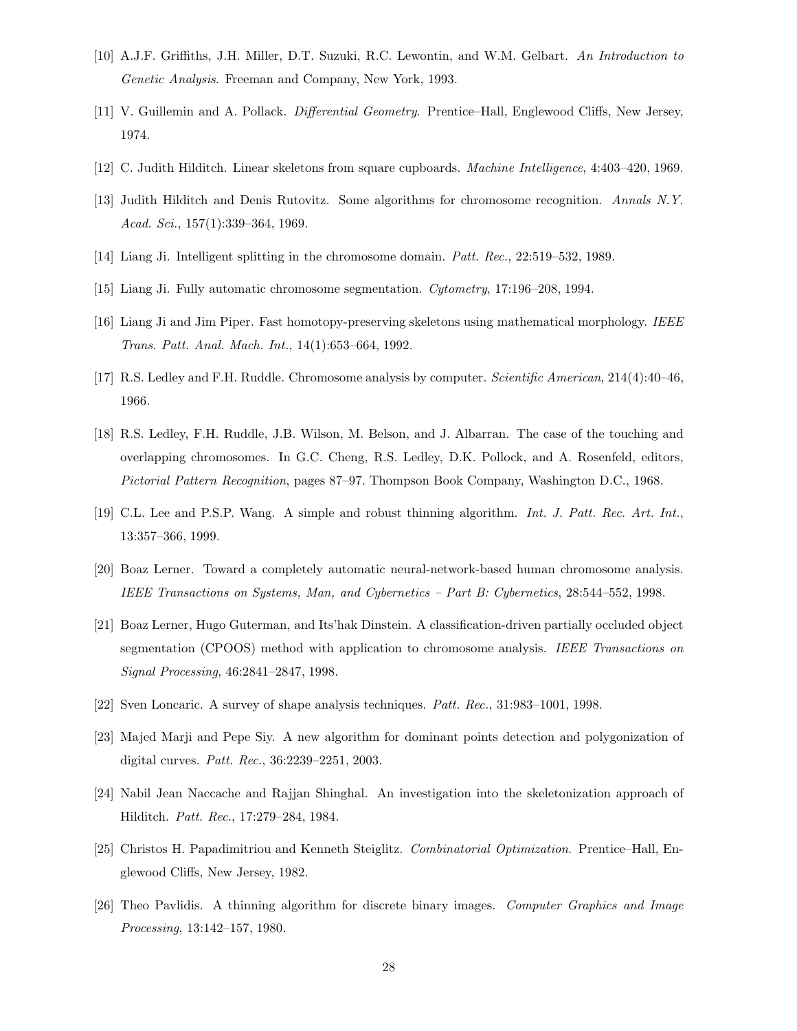[10] A.J.F. Griffiths, J.H. Miller, D.T. Suzuki, R.C. Lewontin, and W.M. Gelbart. *An Introduction to Genetic Analysis*. Freeman and Company, New York, 1993.

[11] V. Guillemin and A. Pollack. *Differential Geometry*. Prentice–Hall, Englewood Cliffs, New Jersey, 1974.

[12] C. Judith Hilditch. Linear skeletons from square cupboards. *Machine Intelligence*, 4:403–420, 1969.

[13] Judith Hilditch and Denis Rutovitz. Some algorithms for chromosome recognition. *Annals N.Y. Acad. Sci.*, 157(1):339–364, 1969.

[14] Liang Ji. Intelligent splitting in the chromosome domain. *Patt. Rec.*, 22:519–532, 1989.

[15] Liang Ji. Fully automatic chromosome segmentation. *Cytometry*, 17:196–208, 1994.

[16] Liang Ji and Jim Piper. Fast homotopy-preserving skeletons using mathematical morphology. *IEEE Trans. Patt. Anal. Mach. Int.*, 14(1):653–664, 1992.

[17] R.S. Ledley and F.H. Ruddle. Chromosome analysis by computer. *Scientific American*, 214(4):40–46, 1966.

[18] R.S. Ledley, F.H. Ruddle, J.B. Wilson, M. Belson, and J. Albarran. The case of the touching and overlapping chromosomes. In G.C. Cheng, R.S. Ledley, D.K. Pollock, and A. Rosenfeld, editors, *Pictorial Pattern Recognition*, pages 87–97. Thompson Book Company, Washington D.C., 1968.

[19] C.L. Lee and P.S.P. Wang. A simple and robust thinning algorithm. *Int. J. Patt. Rec. Art. Int.*, 13:357–366, 1999.

[20] Boaz Lerner. Toward a completely automatic neural-network-based human chromosome analysis. *IEEE Transactions on Systems, Man, and Cybernetics – Part B: Cybernetics*, 28:544–552, 1998.

[21] Boaz Lerner, Hugo Guterman, and Its'hak Dinstein. A classification-driven partially occluded object segmentation (CPOOS) method with application to chromosome analysis. *IEEE Transactions on Signal Processing*, 46:2841–2847, 1998.

[22] Sven Loncaric. A survey of shape analysis techniques. *Patt. Rec.*, 31:983–1001, 1998.

[23] Majed Marji and Pepe Siy. A new algorithm for dominant points detection and polygonization of digital curves. *Patt. Rec.*, 36:2239–2251, 2003.

[24] Nabil Jean Naccache and Rajjan Shinghal. An investigation into the skeletonization approach of Hilditch. *Patt. Rec.*, 17:279–284, 1984.

[25] Christos H. Papadimitriou and Kenneth Steiglitz. *Combinatorial Optimization*. Prentice–Hall, Englewood Cliffs, New Jersey, 1982.

[26] Theo Pavlidis. A thinning algorithm for discrete binary images. *Computer Graphics and Image Processing*, 13:142–157, 1980.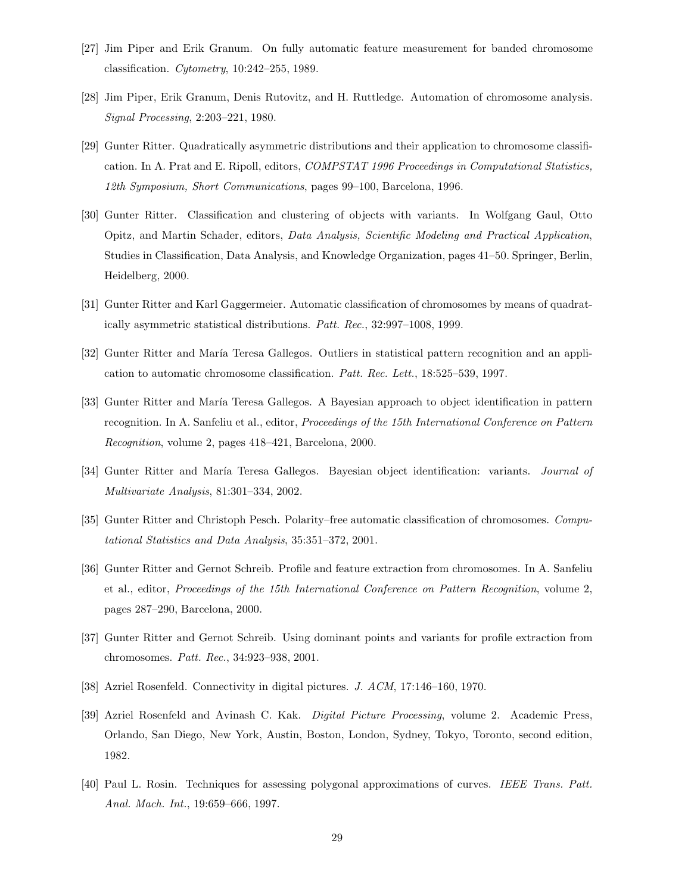[27] Jim Piper and Erik Granum. On fully automatic feature measurement for banded chromosome classification. *Cytometry*, 10:242–255, 1989.

[28] Jim Piper, Erik Granum, Denis Rutovitz, and H. Ruttledge. Automation of chromosome analysis. *Signal Processing*, 2:203–221, 1980.

[29] Gunter Ritter. Quadratically asymmetric distributions and their application to chromosome classification. In A. Prat and E. Ripoll, editors, *COMPSTAT 1996 Proceedings in Computational Statistics, 12th Symposium, Short Communications*, pages 99–100, Barcelona, 1996.

[30] Gunter Ritter. Classification and clustering of objects with variants. In Wolfgang Gaul, Otto Opitz, and Martin Schader, editors, *Data Analysis, Scientific Modeling and Practical Application*, Studies in Classification, Data Analysis, and Knowledge Organization, pages 41–50. Springer, Berlin, Heidelberg, 2000.

[31] Gunter Ritter and Karl Gaggermeier. Automatic classification of chromosomes by means of quadratically asymmetric statistical distributions. *Patt. Rec.*, 32:997–1008, 1999.

[32] Gunter Ritter and María Teresa Gallegos. Outliers in statistical pattern recognition and an application to automatic chromosome classification. *Patt. Rec. Lett.*, 18:525–539, 1997.

[33] Gunter Ritter and María Teresa Gallegos. A Bayesian approach to object identification in pattern recognition. In A. Sanfeliu et al., editor, *Proceedings of the 15th International Conference on Pattern Recognition*, volume 2, pages 418–421, Barcelona, 2000.

[34] Gunter Ritter and María Teresa Gallegos. Bayesian object identification: variants. *Journal of Multivariate Analysis*, 81:301–334, 2002.

[35] Gunter Ritter and Christoph Pesch. Polarity–free automatic classification of chromosomes. *Computational Statistics and Data Analysis*, 35:351–372, 2001.

[36] Gunter Ritter and Gernot Schreib. Profile and feature extraction from chromosomes. In A. Sanfeliu et al., editor, *Proceedings of the 15th International Conference on Pattern Recognition*, volume 2, pages 287–290, Barcelona, 2000.

[37] Gunter Ritter and Gernot Schreib. Using dominant points and variants for profile extraction from chromosomes. *Patt. Rec.*, 34:923–938, 2001.

[38] Azriel Rosenfeld. Connectivity in digital pictures. *J. ACM*, 17:146–160, 1970.

[39] Azriel Rosenfeld and Avinash C. Kak. *Digital Picture Processing*, volume 2. Academic Press, Orlando, San Diego, New York, Austin, Boston, London, Sydney, Tokyo, Toronto, second edition, 1982.

[40] Paul L. Rosin. Techniques for assessing polygonal approximations of curves. *IEEE Trans. Patt. Anal. Mach. Int.*, 19:659–666, 1997.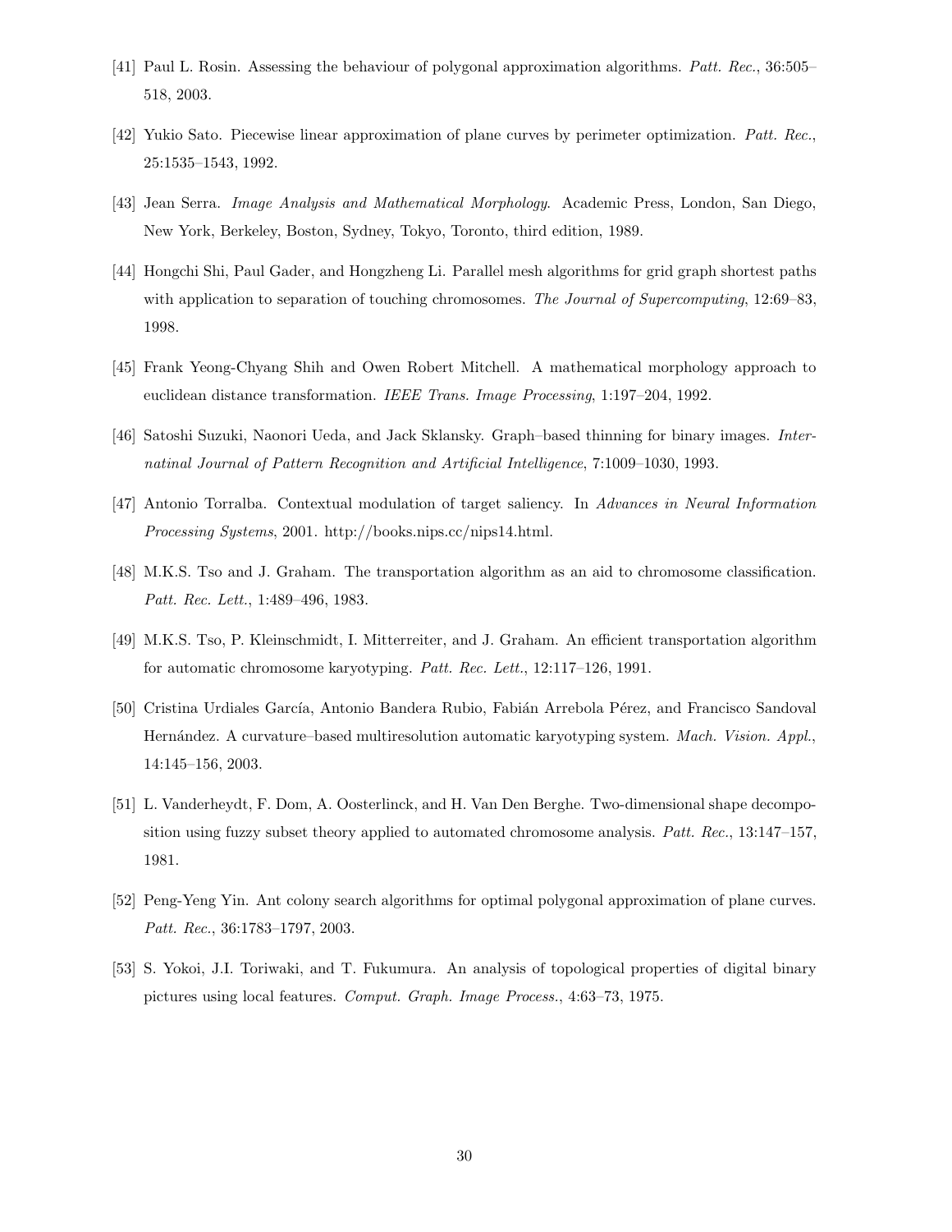[41] Paul L. Rosin. Assessing the behaviour of polygonal approximation algorithms. *Patt. Rec.*, 36:505–518, 2003.

[42] Yukio Sato. Piecewise linear approximation of plane curves by perimeter optimization. *Patt. Rec.*, 25:1535–1543, 1992.

[43] Jean Serra. *Image Analysis and Mathematical Morphology*. Academic Press, London, San Diego, New York, Berkeley, Boston, Sydney, Tokyo, Toronto, third edition, 1989.

[44] Hongchi Shi, Paul Gader, and Hongzheng Li. Parallel mesh algorithms for grid graph shortest paths with application to separation of touching chromosomes. *The Journal of Supercomputing*, 12:69–83, 1998.

[45] Frank Yeong-Chyang Shih and Owen Robert Mitchell. A mathematical morphology approach to euclidean distance transformation. *IEEE Trans. Image Processing*, 1:197–204, 1992.

[46] Satoshi Suzuki, Naonori Ueda, and Jack Sklansky. Graph–based thinning for binary images. *Internatinal Journal of Pattern Recognition and Artificial Intelligence*, 7:1009–1030, 1993.

[47] Antonio Torralba. Contextual modulation of target saliency. In *Advances in Neural Information Processing Systems*, 2001. http://books.nips.cc/nips14.html.

[48] M.K.S. Tso and J. Graham. The transportation algorithm as an aid to chromosome classification. *Patt. Rec. Lett.*, 1:489–496, 1983.

[49] M.K.S. Tso, P. Kleinschmidt, I. Mitterreiter, and J. Graham. An efficient transportation algorithm for automatic chromosome karyotyping. *Patt. Rec. Lett.*, 12:117–126, 1991.

[50] Cristina Urdiales García, Antonio Bandera Rubio, Fabián Arrebola Pérez, and Francisco Sandoval Hernández. A curvature–based multiresolution automatic karyotyping system. *Mach. Vision. Appl.*, 14:145–156, 2003.

[51] L. Vanderheydt, F. Dom, A. Oosterlinck, and H. Van Den Berghe. Two-dimensional shape decomposition using fuzzy subset theory applied to automated chromosome analysis. *Patt. Rec.*, 13:147–157, 1981.

[52] Peng-Yeng Yin. Ant colony search algorithms for optimal polygonal approximation of plane curves. *Patt. Rec.*, 36:1783–1797, 2003.

[53] S. Yokoi, J.I. Toriwaki, and T. Fukumura. An analysis of topological properties of digital binary pictures using local features. *Comput. Graph. Image Process.*, 4:63–73, 1975.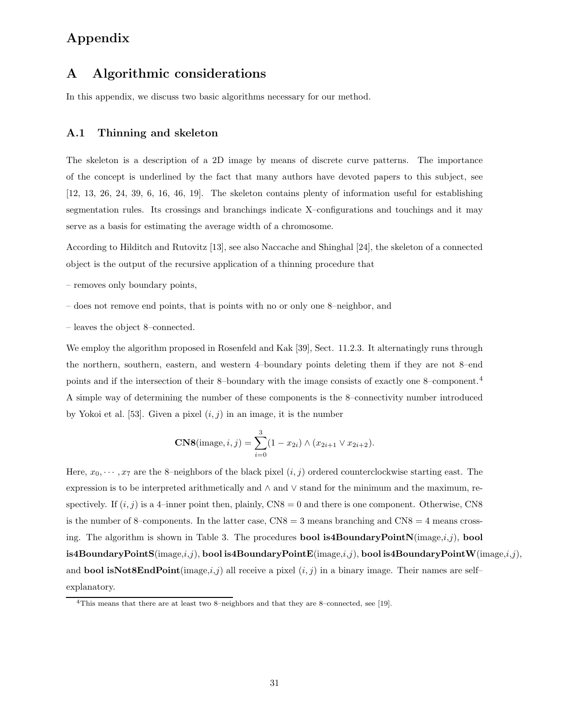# Appendix

## A Algorithmic considerations

In this appendix, we discuss two basic algorithms necessary for our method.

### A.1 Thinning and skeleton

The skeleton is a description of a 2D image by means of discrete curve patterns. The importance of the concept is underlined by the fact that many authors have devoted papers to this subject, see [12, 13, 26, 24, 39, 6, 16, 46, 19]. The skeleton contains plenty of information useful for establishing segmentation rules. Its crossings and branchings indicate X–configurations and touchings and it may serve as a basis for estimating the average width of a chromosome.

According to Hilditch and Rutovitz [13], see also Naccache and Shinghal [24], the skeleton of a connected object is the output of the recursive application of a thinning procedure that

– removes only boundary points,

– does not remove end points, that is points with no or only one 8–neighbor, and

– leaves the object 8–connected.

We employ the algorithm proposed in Rosenfeld and Kak [39], Sect. 11.2.3. It alternatingly runs through the northern, southern, eastern, and western 4–boundary points deleting them if they are not 8–end points and if the intersection of their 8–boundary with the image consists of exactly one 8–component.[4] A simple way of determining the number of these components is the 8–connectivity number introduced by Yokoi et al. [53]. Given a pixel $(i, j)$ in an image, it is the number

$$\mathbf{CN8}(\text{image}, i, j) = \sum_{i=0}^{3} (1 - x_{2i}) \wedge (x_{2i+1} \vee x_{2i+2}).$$

Here, $x_0, \cdots, x_7$ are the 8–neighbors of the black pixel $(i, j)$ ordered counterclockwise starting east. The expression is to be interpreted arithmetically and $\wedge$ and $\vee$ stand for the minimum and the maximum, respectively. If $(i, j)$ is a 4–inner point then, plainly, CN8 = 0 and there is one component. Otherwise, CN8 is the number of 8–components. In the latter case, CN8 = 3 means branching and CN8 = 4 means crossing. The algorithm is shown in Table 3. The procedures **bool is4BoundaryPointN**(image,$i$,$j$), **bool is4BoundaryPointS**(image,$i$,$j$), **bool is4BoundaryPointE**(image,$i$,$j$), **bool is4BoundaryPointW**(image,$i$,$j$), and **bool isNot8EndPoint**(image,$i$,$j$) all receive a pixel $(i, j)$ in a binary image. Their names are self–explanatory.

[4] This means that there are at least two 8–neighbors and that they are 8–connected, see [19].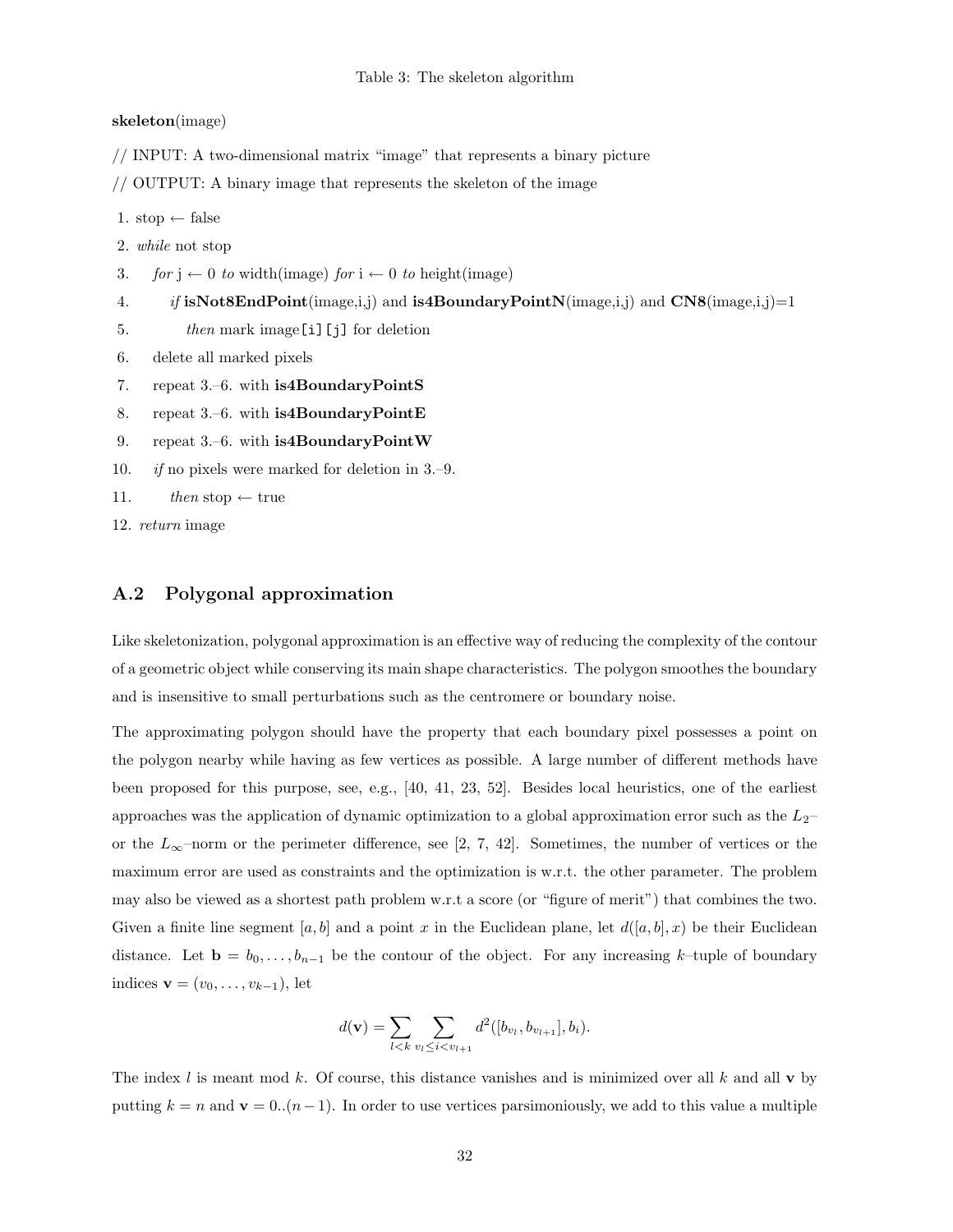Table 3: The skeleton algorithm

**skeleton**(image)

// INPUT: A two-dimensional matrix "image" that represents a binary picture

// OUTPUT: A binary image that represents the skeleton of the image

1. stop ← false
2. *while* not stop
3. *for* j ← 0 *to* width(image) *for* i ← 0 *to* height(image)
4. *if* **isNot8EndPoint**(image,i,j) and **is4BoundaryPointN**(image,i,j) and **CN8**(image,i,j)=1
5. *then* mark image`[i][j]` for deletion
6. delete all marked pixels
7. repeat 3.–6. with **is4BoundaryPointS**
8. repeat 3.–6. with **is4BoundaryPointE**
9. repeat 3.–6. with **is4BoundaryPointW**
10. *if* no pixels were marked for deletion in 3.–9.
11. *then* stop ← true
12. *return* image

## A.2 Polygonal approximation

Like skeletonization, polygonal approximation is an effective way of reducing the complexity of the contour of a geometric object while conserving its main shape characteristics. The polygon smoothes the boundary and is insensitive to small perturbations such as the centromere or boundary noise.

The approximating polygon should have the property that each boundary pixel possesses a point on the polygon nearby while having as few vertices as possible. A large number of different methods have been proposed for this purpose, see, e.g., [40, 41, 23, 52]. Besides local heuristics, one of the earliest approaches was the application of dynamic optimization to a global approximation error such as the $L_2$– or the $L_\infty$–norm or the perimeter difference, see [2, 7, 42]. Sometimes, the number of vertices or the maximum error are used as constraints and the optimization is w.r.t. the other parameter. The problem may also be viewed as a shortest path problem w.r.t a score (or "figure of merit") that combines the two. Given a finite line segment $[a, b]$ and a point $x$ in the Euclidean plane, let $d([a, b], x)$ be their Euclidean distance. Let $\mathbf{b} = b_0, \ldots, b_{n-1}$ be the contour of the object. For any increasing $k$–tuple of boundary indices $\mathbf{v} = (v_0, \ldots, v_{k-1})$, let

$$d(\mathbf{v}) = \sum_{l<k} \sum_{v_l \le i < v_{l+1}} d^2([b_{v_l}, b_{v_{l+1}}], b_i).$$

The index $l$ is meant mod $k$. Of course, this distance vanishes and is minimized over all $k$ and all $\mathbf{v}$ by putting $k = n$ and $\mathbf{v} = 0..(n-1)$. In order to use vertices parsimoniously, we add to this value a multiple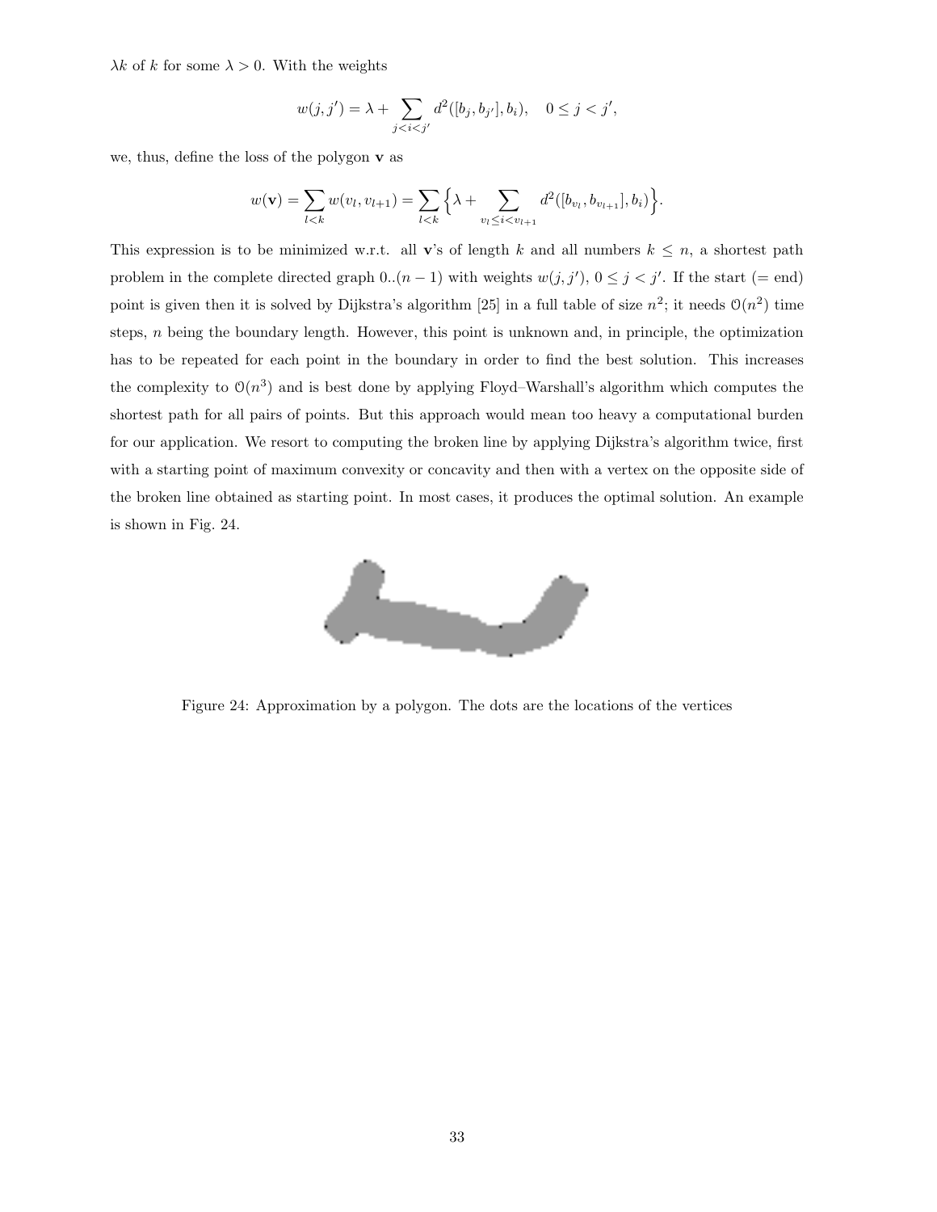$\lambda k$ of $k$ for some $\lambda > 0$. With the weights

$$w(j, j') = \lambda + \sum_{j<i<j'} d^2([b_j, b_{j'}], b_i), \quad 0 \le j < j',$$

we, thus, define the loss of the polygon $\mathbf{v}$ as

$$w(\mathbf{v}) = \sum_{l<k} w(v_l, v_{l+1}) = \sum_{l<k} \Big\{ \lambda + \sum_{v_l \le i < v_{l+1}} d^2([b_{v_l}, b_{v_{l+1}}], b_i) \Big\}.$$

This expression is to be minimized w.r.t. all $\mathbf{v}$'s of length $k$ and all numbers $k \le n$, a shortest path problem in the complete directed graph $0..(n-1)$ with weights $w(j, j')$, $0 \le j < j'$. If the start (= end) point is given then it is solved by Dijkstra's algorithm [25] in a full table of size $n^2$; it needs $\mathcal{O}(n^2)$ time steps, $n$ being the boundary length. However, this point is unknown and, in principle, the optimization has to be repeated for each point in the boundary in order to find the best solution. This increases the complexity to $\mathcal{O}(n^3)$ and is best done by applying Floyd–Warshall's algorithm which computes the shortest path for all pairs of points. But this approach would mean too heavy a computational burden for our application. We resort to computing the broken line by applying Dijkstra's algorithm twice, first with a starting point of maximum convexity or concavity and then with a vertex on the opposite side of the broken line obtained as starting point. In most cases, it produces the optimal solution. An example is shown in Fig. 24.

Figure 24: Approximation by a polygon. The dots are the locations of the vertices